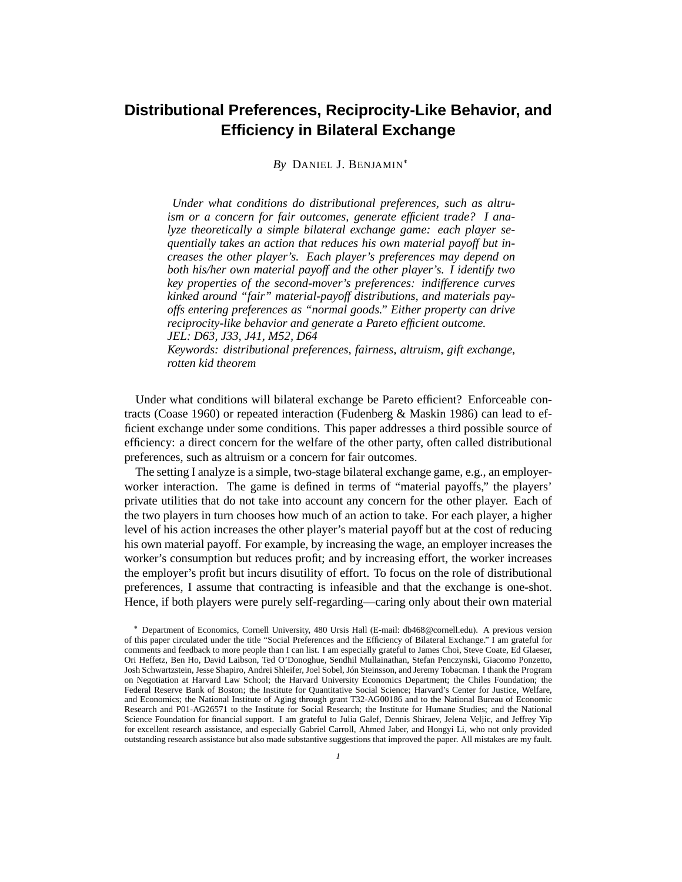# Distributional Preferences, Reciprocity-Like Behavior, and Efficiency in Bilateral Exchange

*By* DANIEL J. BENJAMIN[*]

*Under what conditions do distributional preferences, such as altruism or a concern for fair outcomes, generate efficient trade? I analyze theoretically a simple bilateral exchange game: each player sequentially takes an action that reduces his own material payoff but increases the other player's. Each player's preferences may depend on both his/her own material payoff and the other player's. I identify two key properties of the second-mover's preferences: indifference curves kinked around "fair" material-payoff distributions, and materials payoffs entering preferences as "normal goods." Either property can drive reciprocity-like behavior and generate a Pareto efficient outcome.*
*JEL: D63, J33, J41, M52, D64*
*Keywords: distributional preferences, fairness, altruism, gift exchange, rotten kid theorem*

Under what conditions will bilateral exchange be Pareto efficient? Enforceable contracts (Coase 1960) or repeated interaction (Fudenberg & Maskin 1986) can lead to efficient exchange under some conditions. This paper addresses a third possible source of efficiency: a direct concern for the welfare of the other party, often called distributional preferences, such as altruism or a concern for fair outcomes.

The setting I analyze is a simple, two-stage bilateral exchange game, e.g., an employer-worker interaction. The game is defined in terms of "material payoffs," the players' private utilities that do not take into account any concern for the other player. Each of the two players in turn chooses how much of an action to take. For each player, a higher level of his action increases the other player's material payoff but at the cost of reducing his own material payoff. For example, by increasing the wage, an employer increases the worker's consumption but reduces profit; and by increasing effort, the worker increases the employer's profit but incurs disutility of effort. To focus on the role of distributional preferences, I assume that contracting is infeasible and that the exchange is one-shot. Hence, if both players were purely self-regarding—caring only about their own material

[*] Department of Economics, Cornell University, 480 Ursis Hall (E-mail: db468@cornell.edu). A previous version of this paper circulated under the title "Social Preferences and the Efficiency of Bilateral Exchange." I am grateful for comments and feedback to more people than I can list. I am especially grateful to James Choi, Steve Coate, Ed Glaeser, Ori Heffetz, Ben Ho, David Laibson, Ted O'Donoghue, Sendhil Mullainathan, Stefan Penczynski, Giacomo Ponzetto, Josh Schwartzstein, Jesse Shapiro, Andrei Shleifer, Joel Sobel, Jón Steinsson, and Jeremy Tobacman. I thank the Program on Negotiation at Harvard Law School; the Harvard University Economics Department; the Chiles Foundation; the Federal Reserve Bank of Boston; the Institute for Quantitative Social Science; Harvard's Center for Justice, Welfare, and Economics; the National Institute of Aging through grant T32-AG00186 and to the National Bureau of Economic Research and P01-AG26571 to the Institute for Social Research; the Institute for Humane Studies; and the National Science Foundation for financial support. I am grateful to Julia Galef, Dennis Shiraev, Jelena Veljic, and Jeffrey Yip for excellent research assistance, and especially Gabriel Carroll, Ahmed Jaber, and Hongyi Li, who not only provided outstanding research assistance but also made substantive suggestions that improved the paper. All mistakes are my fault.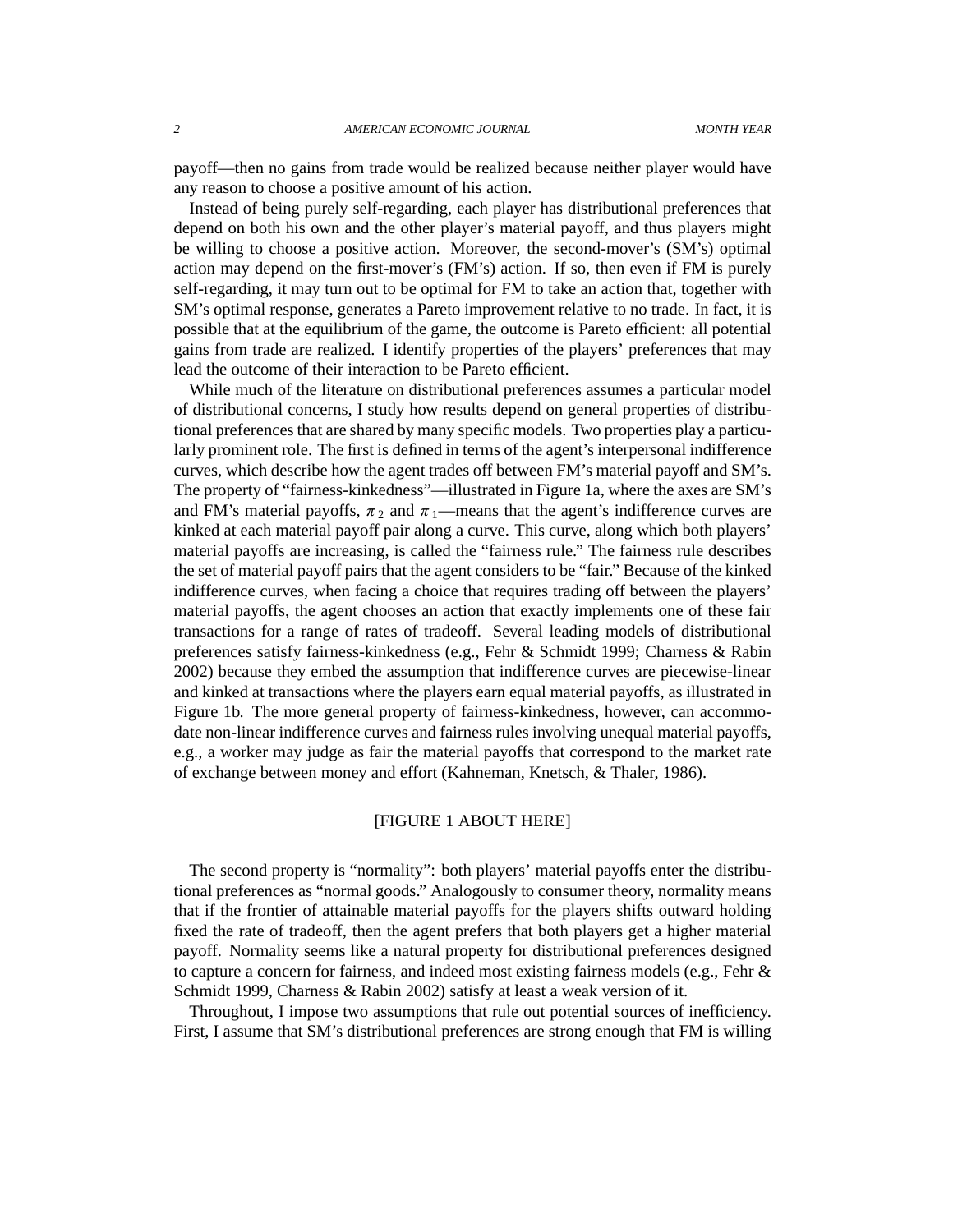payoff—then no gains from trade would be realized because neither player would have any reason to choose a positive amount of his action.

Instead of being purely self-regarding, each player has distributional preferences that depend on both his own and the other player's material payoff, and thus players might be willing to choose a positive action. Moreover, the second-mover's (SM's) optimal action may depend on the first-mover's (FM's) action. If so, then even if FM is purely self-regarding, it may turn out to be optimal for FM to take an action that, together with SM's optimal response, generates a Pareto improvement relative to no trade. In fact, it is possible that at the equilibrium of the game, the outcome is Pareto efficient: all potential gains from trade are realized. I identify properties of the players' preferences that may lead the outcome of their interaction to be Pareto efficient.

While much of the literature on distributional preferences assumes a particular model of distributional concerns, I study how results depend on general properties of distributional preferences that are shared by many specific models. Two properties play a particularly prominent role. The first is defined in terms of the agent's interpersonal indifference curves, which describe how the agent trades off between FM's material payoff and SM's. The property of "fairness-kinkedness"—illustrated in Figure 1a, where the axes are SM's and FM's material payoffs, $\pi_2$ and $\pi_1$—means that the agent's indifference curves are kinked at each material payoff pair along a curve. This curve, along which both players' material payoffs are increasing, is called the "fairness rule." The fairness rule describes the set of material payoff pairs that the agent considers to be "fair." Because of the kinked indifference curves, when facing a choice that requires trading off between the players' material payoffs, the agent chooses an action that exactly implements one of these fair transactions for a range of rates of tradeoff. Several leading models of distributional preferences satisfy fairness-kinkedness (e.g., Fehr & Schmidt 1999; Charness & Rabin 2002) because they embed the assumption that indifference curves are piecewise-linear and kinked at transactions where the players earn equal material payoffs, as illustrated in Figure 1b. The more general property of fairness-kinkedness, however, can accommodate non-linear indifference curves and fairness rules involving unequal material payoffs, e.g., a worker may judge as fair the material payoffs that correspond to the market rate of exchange between money and effort (Kahneman, Knetsch, & Thaler, 1986).

[FIGURE 1 ABOUT HERE]

The second property is "normality": both players' material payoffs enter the distributional preferences as "normal goods." Analogously to consumer theory, normality means that if the frontier of attainable material payoffs for the players shifts outward holding fixed the rate of tradeoff, then the agent prefers that both players get a higher material payoff. Normality seems like a natural property for distributional preferences designed to capture a concern for fairness, and indeed most existing fairness models (e.g., Fehr & Schmidt 1999, Charness & Rabin 2002) satisfy at least a weak version of it.

Throughout, I impose two assumptions that rule out potential sources of inefficiency. First, I assume that SM's distributional preferences are strong enough that FM is willing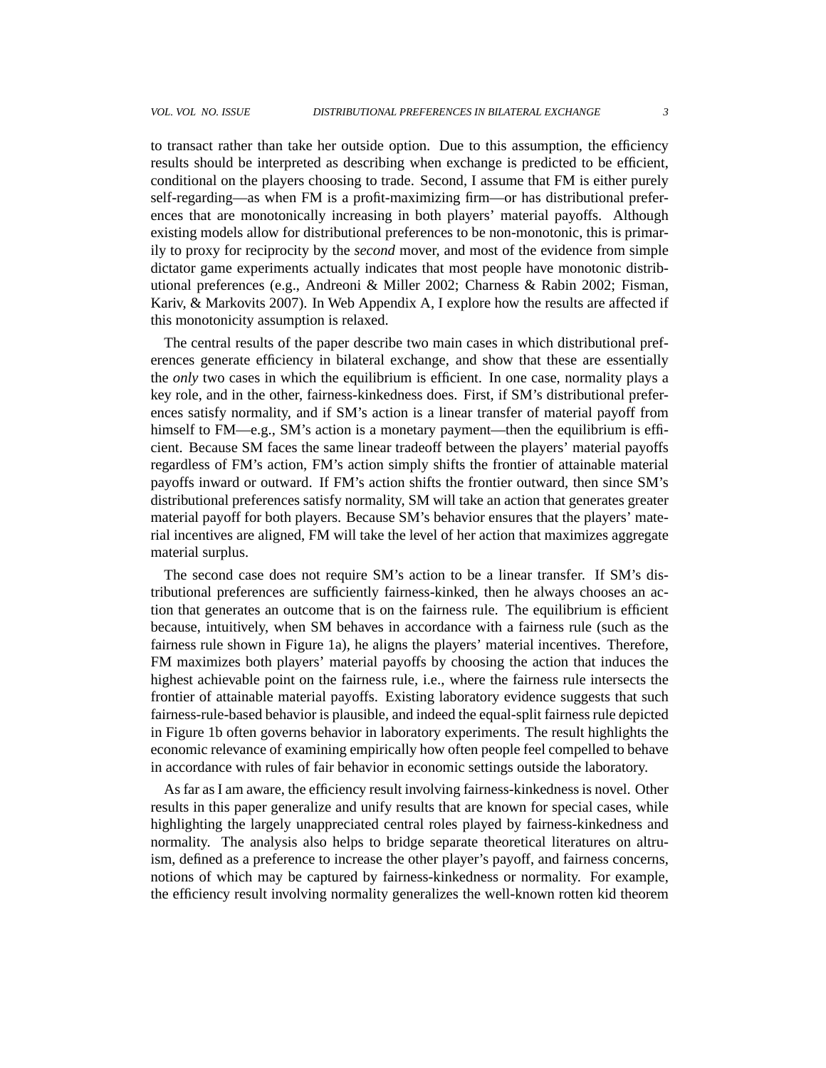to transact rather than take her outside option. Due to this assumption, the efficiency results should be interpreted as describing when exchange is predicted to be efficient, conditional on the players choosing to trade. Second, I assume that FM is either purely self-regarding—as when FM is a profit-maximizing firm—or has distributional preferences that are monotonically increasing in both players' material payoffs. Although existing models allow for distributional preferences to be non-monotonic, this is primarily to proxy for reciprocity by the *second* mover, and most of the evidence from simple dictator game experiments actually indicates that most people have monotonic distributional preferences (e.g., Andreoni & Miller 2002; Charness & Rabin 2002; Fisman, Kariv, & Markovits 2007). In Web Appendix A, I explore how the results are affected if this monotonicity assumption is relaxed.

The central results of the paper describe two main cases in which distributional preferences generate efficiency in bilateral exchange, and show that these are essentially the *only* two cases in which the equilibrium is efficient. In one case, normality plays a key role, and in the other, fairness-kinkedness does. First, if SM's distributional preferences satisfy normality, and if SM's action is a linear transfer of material payoff from himself to FM—e.g., SM's action is a monetary payment—then the equilibrium is efficient. Because SM faces the same linear tradeoff between the players' material payoffs regardless of FM's action, FM's action simply shifts the frontier of attainable material payoffs inward or outward. If FM's action shifts the frontier outward, then since SM's distributional preferences satisfy normality, SM will take an action that generates greater material payoff for both players. Because SM's behavior ensures that the players' material incentives are aligned, FM will take the level of her action that maximizes aggregate material surplus.

The second case does not require SM's action to be a linear transfer. If SM's distributional preferences are sufficiently fairness-kinked, then he always chooses an action that generates an outcome that is on the fairness rule. The equilibrium is efficient because, intuitively, when SM behaves in accordance with a fairness rule (such as the fairness rule shown in Figure 1a), he aligns the players' material incentives. Therefore, FM maximizes both players' material payoffs by choosing the action that induces the highest achievable point on the fairness rule, i.e., where the fairness rule intersects the frontier of attainable material payoffs. Existing laboratory evidence suggests that such fairness-rule-based behavior is plausible, and indeed the equal-split fairness rule depicted in Figure 1b often governs behavior in laboratory experiments. The result highlights the economic relevance of examining empirically how often people feel compelled to behave in accordance with rules of fair behavior in economic settings outside the laboratory.

As far as I am aware, the efficiency result involving fairness-kinkedness is novel. Other results in this paper generalize and unify results that are known for special cases, while highlighting the largely unappreciated central roles played by fairness-kinkedness and normality. The analysis also helps to bridge separate theoretical literatures on altruism, defined as a preference to increase the other player's payoff, and fairness concerns, notions of which may be captured by fairness-kinkedness or normality. For example, the efficiency result involving normality generalizes the well-known rotten kid theorem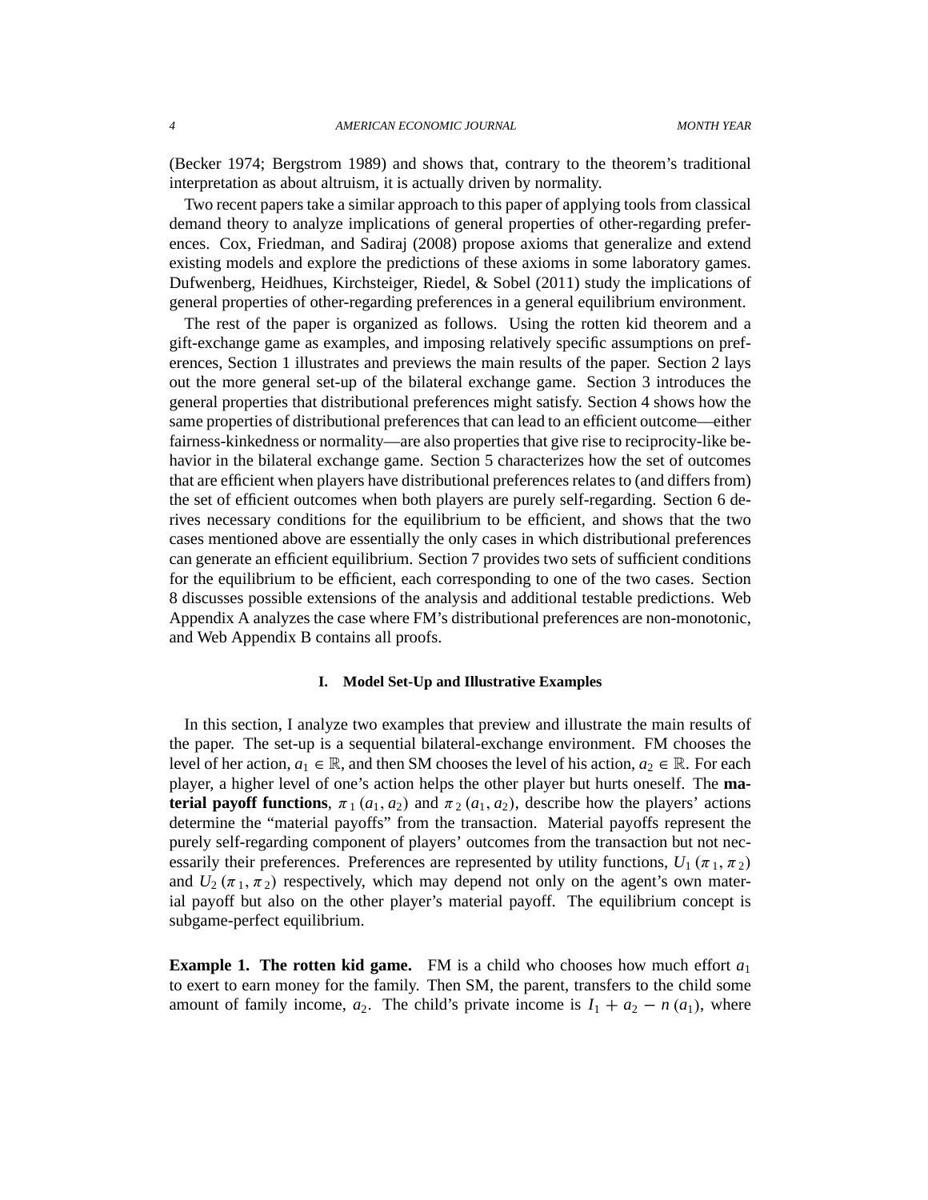(Becker 1974; Bergstrom 1989) and shows that, contrary to the theorem's traditional interpretation as about altruism, it is actually driven by normality.

Two recent papers take a similar approach to this paper of applying tools from classical demand theory to analyze implications of general properties of other-regarding preferences. Cox, Friedman, and Sadiraj (2008) propose axioms that generalize and extend existing models and explore the predictions of these axioms in some laboratory games. Dufwenberg, Heidhues, Kirchsteiger, Riedel, & Sobel (2011) study the implications of general properties of other-regarding preferences in a general equilibrium environment.

The rest of the paper is organized as follows. Using the rotten kid theorem and a gift-exchange game as examples, and imposing relatively specific assumptions on preferences, Section 1 illustrates and previews the main results of the paper. Section 2 lays out the more general set-up of the bilateral exchange game. Section 3 introduces the general properties that distributional preferences might satisfy. Section 4 shows how the same properties of distributional preferences that can lead to an efficient outcome—either fairness-kinkedness or normality—are also properties that give rise to reciprocity-like behavior in the bilateral exchange game. Section 5 characterizes how the set of outcomes that are efficient when players have distributional preferences relates to (and differs from) the set of efficient outcomes when both players are purely self-regarding. Section 6 derives necessary conditions for the equilibrium to be efficient, and shows that the two cases mentioned above are essentially the only cases in which distributional preferences can generate an efficient equilibrium. Section 7 provides two sets of sufficient conditions for the equilibrium to be efficient, each corresponding to one of the two cases. Section 8 discusses possible extensions of the analysis and additional testable predictions. Web Appendix A analyzes the case where FM's distributional preferences are non-monotonic, and Web Appendix B contains all proofs.

## I. Model Set-Up and Illustrative Examples

In this section, I analyze two examples that preview and illustrate the main results of the paper. The set-up is a sequential bilateral-exchange environment. FM chooses the level of her action, $a_1 \in \mathbb{R}$, and then SM chooses the level of his action, $a_2 \in \mathbb{R}$. For each player, a higher level of one's action helps the other player but hurts oneself. The **material payoff functions**, $\pi_1(a_1, a_2)$ and $\pi_2(a_1, a_2)$, describe how the players' actions determine the "material payoffs" from the transaction. Material payoffs represent the purely self-regarding component of players' outcomes from the transaction but not necessarily their preferences. Preferences are represented by utility functions, $U_1(\pi_1, \pi_2)$ and $U_2(\pi_1, \pi_2)$ respectively, which may depend not only on the agent's own material payoff but also on the other player's material payoff. The equilibrium concept is subgame-perfect equilibrium.

**Example 1. The rotten kid game.** FM is a child who chooses how much effort $a_1$ to exert to earn money for the family. Then SM, the parent, transfers to the child some amount of family income, $a_2$. The child's private income is $I_1 + a_2 - n(a_1)$, where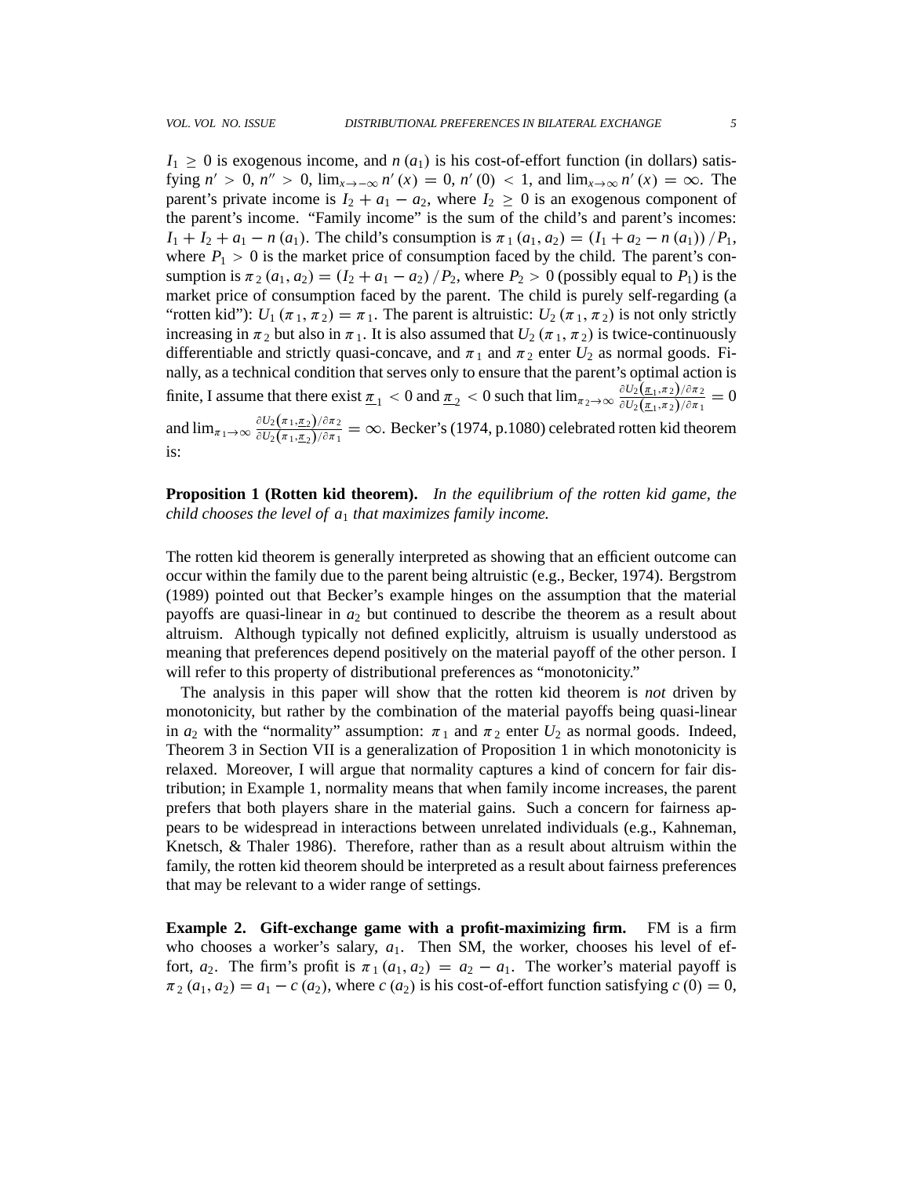$I_1 \geq 0$ is exogenous income, and $n(a_1)$ is his cost-of-effort function (in dollars) satisfying $n' > 0$, $n'' > 0$, $\lim_{x \to -\infty} n'(x) = 0$, $n'(0) < 1$, and $\lim_{x \to \infty} n'(x) = \infty$. The parent's private income is $I_2 + a_1 - a_2$, where $I_2 \geq 0$ is an exogenous component of the parent's income. "Family income" is the sum of the child's and parent's incomes: $I_1 + I_2 + a_1 - n(a_1)$. The child's consumption is $\pi_1(a_1, a_2) = (I_1 + a_2 - n(a_1))/P_1$, where $P_1 > 0$ is the market price of consumption faced by the child. The parent's consumption is $\pi_2(a_1, a_2) = (I_2 + a_1 - a_2)/P_2$, where $P_2 > 0$ (possibly equal to $P_1$) is the market price of consumption faced by the parent. The child is purely self-regarding (a "rotten kid"): $U_1(\pi_1, \pi_2) = \pi_1$. The parent is altruistic: $U_2(\pi_1, \pi_2)$ is not only strictly increasing in $\pi_2$ but also in $\pi_1$. It is also assumed that $U_2(\pi_1, \pi_2)$ is twice-continuously differentiable and strictly quasi-concave, and $\pi_1$ and $\pi_2$ enter $U_2$ as normal goods. Finally, as a technical condition that serves only to ensure that the parent's optimal action is finite, I assume that there exist $\underline{\pi}_1 < 0$ and $\underline{\pi}_2 < 0$ such that $\lim_{\pi_2 \to \infty} \frac{\partial U_2(\underline{\pi}_1, \pi_2)/\partial \pi_2}{\partial U_2(\underline{\pi}_1, \pi_2)/\partial \pi_1} = 0$ and $\lim_{\pi_1 \to \infty} \frac{\partial U_2(\pi_1, \underline{\pi}_2)/\partial \pi_2}{\partial U_2(\pi_1, \underline{\pi}_2)/\partial \pi_1} = \infty$. Becker's (1974, p.1080) celebrated rotten kid theorem is:

**Proposition 1 (Rotten kid theorem).** *In the equilibrium of the rotten kid game, the child chooses the level of $a_1$ that maximizes family income.*

The rotten kid theorem is generally interpreted as showing that an efficient outcome can occur within the family due to the parent being altruistic (e.g., Becker, 1974). Bergstrom (1989) pointed out that Becker's example hinges on the assumption that the material payoffs are quasi-linear in $a_2$ but continued to describe the theorem as a result about altruism. Although typically not defined explicitly, altruism is usually understood as meaning that preferences depend positively on the material payoff of the other person. I will refer to this property of distributional preferences as "monotonicity."

The analysis in this paper will show that the rotten kid theorem is *not* driven by monotonicity, but rather by the combination of the material payoffs being quasi-linear in $a_2$ with the "normality" assumption: $\pi_1$ and $\pi_2$ enter $U_2$ as normal goods. Indeed, Theorem 3 in Section VII is a generalization of Proposition 1 in which monotonicity is relaxed. Moreover, I will argue that normality captures a kind of concern for fair distribution; in Example 1, normality means that when family income increases, the parent prefers that both players share in the material gains. Such a concern for fairness appears to be widespread in interactions between unrelated individuals (e.g., Kahneman, Knetsch, & Thaler 1986). Therefore, rather than as a result about altruism within the family, the rotten kid theorem should be interpreted as a result about fairness preferences that may be relevant to a wider range of settings.

**Example 2. Gift-exchange game with a profit-maximizing firm.** FM is a firm who chooses a worker's salary, $a_1$. Then SM, the worker, chooses his level of effort, $a_2$. The firm's profit is $\pi_1(a_1, a_2) = a_2 - a_1$. The worker's material payoff is $\pi_2(a_1, a_2) = a_1 - c(a_2)$, where $c(a_2)$ is his cost-of-effort function satisfying $c(0) = 0$,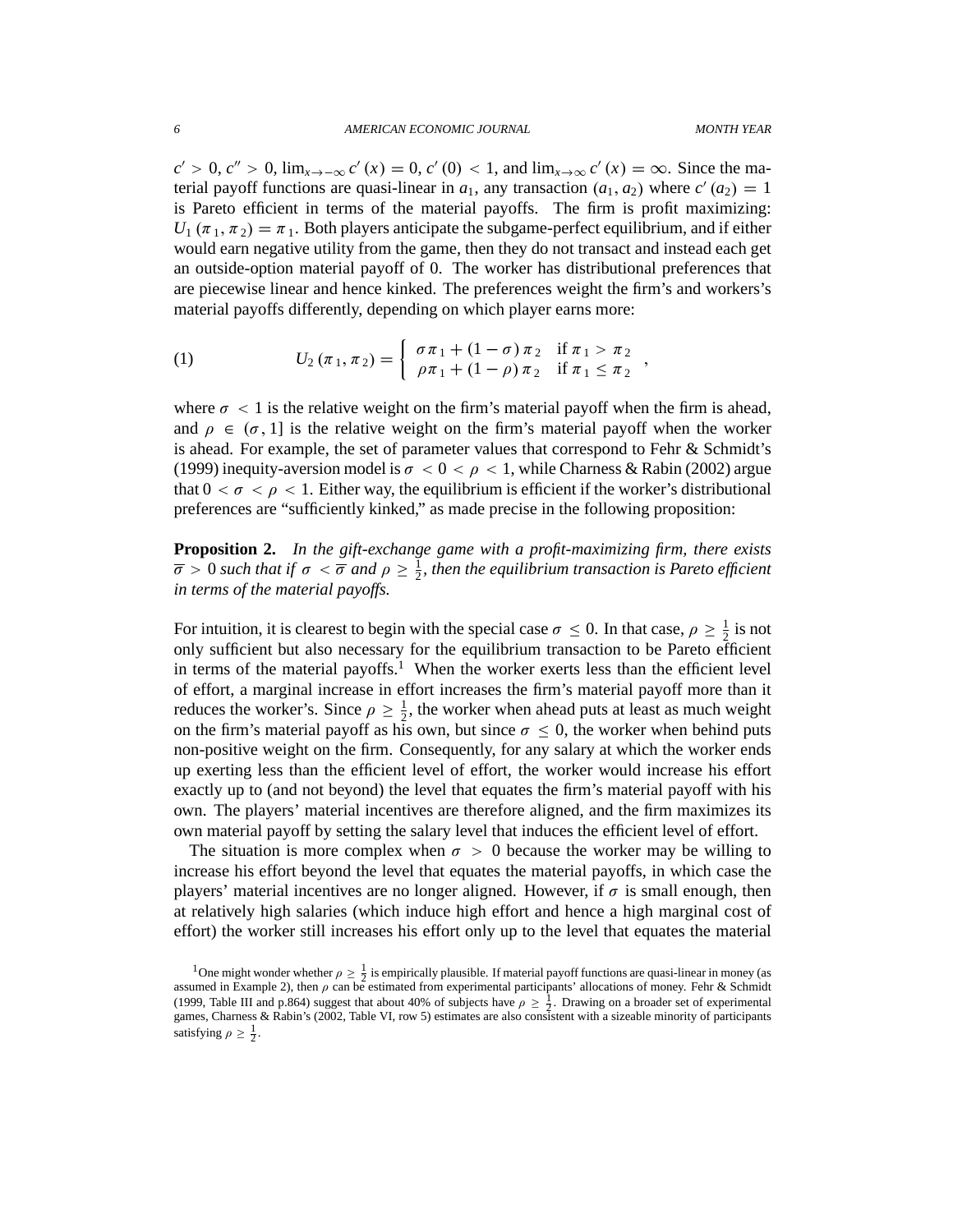$c' > 0$, $c'' > 0$, $\lim_{x\to-\infty} c'(x) = 0$, $c'(0) < 1$, and $\lim_{x\to\infty} c'(x) = \infty$. Since the material payoff functions are quasi-linear in $a_1$, any transaction $(a_1, a_2)$ where $c'(a_2) = 1$ is Pareto efficient in terms of the material payoffs. The firm is profit maximizing: $U_1(\pi_1, \pi_2) = \pi_1$. Both players anticipate the subgame-perfect equilibrium, and if either would earn negative utility from the game, then they do not transact and instead each get an outside-option material payoff of 0. The worker has distributional preferences that are piecewise linear and hence kinked. The preferences weight the firm's and workers's material payoffs differently, depending on which player earns more:

$$U_2(\pi_1, \pi_2) = \begin{cases} \sigma\pi_1 + (1-\sigma)\pi_2 & \text{if } \pi_1 > \pi_2 \\ \rho\pi_1 + (1-\rho)\pi_2 & \text{if } \pi_1 \leq \pi_2 \end{cases}, \tag{1}$$

where $\sigma < 1$ is the relative weight on the firm's material payoff when the firm is ahead, and $\rho \in (\sigma, 1]$ is the relative weight on the firm's material payoff when the worker is ahead. For example, the set of parameter values that correspond to Fehr & Schmidt's (1999) inequity-aversion model is $\sigma < 0 < \rho < 1$, while Charness & Rabin (2002) argue that $0 < \sigma < \rho < 1$. Either way, the equilibrium is efficient if the worker's distributional preferences are "sufficiently kinked," as made precise in the following proposition:

**Proposition 2.** *In the gift-exchange game with a profit-maximizing firm, there exists $\overline{\sigma} > 0$ such that if $\sigma < \overline{\sigma}$ and $\rho \geq \frac{1}{2}$, then the equilibrium transaction is Pareto efficient in terms of the material payoffs.*

For intuition, it is clearest to begin with the special case $\sigma \leq 0$. In that case, $\rho \geq \frac{1}{2}$ is not only sufficient but also necessary for the equilibrium transaction to be Pareto efficient in terms of the material payoffs.[1] When the worker exerts less than the efficient level of effort, a marginal increase in effort increases the firm's material payoff more than it reduces the worker's. Since $\rho \geq \frac{1}{2}$, the worker when ahead puts at least as much weight on the firm's material payoff as his own, but since $\sigma \leq 0$, the worker when behind puts non-positive weight on the firm. Consequently, for any salary at which the worker ends up exerting less than the efficient level of effort, the worker would increase his effort exactly up to (and not beyond) the level that equates the firm's material payoff with his own. The players' material incentives are therefore aligned, and the firm maximizes its own material payoff by setting the salary level that induces the efficient level of effort.

The situation is more complex when $\sigma > 0$ because the worker may be willing to increase his effort beyond the level that equates the material payoffs, in which case the players' material incentives are no longer aligned. However, if $\sigma$ is small enough, then at relatively high salaries (which induce high effort and hence a high marginal cost of effort) the worker still increases his effort only up to the level that equates the material

[1] One might wonder whether $\rho \geq \frac{1}{2}$ is empirically plausible. If material payoff functions are quasi-linear in money (as assumed in Example 2), then $\rho$ can be estimated from experimental participants' allocations of money. Fehr & Schmidt (1999, Table III and p.864) suggest that about 40% of subjects have $\rho \geq \frac{1}{2}$. Drawing on a broader set of experimental games, Charness & Rabin's (2002, Table VI, row 5) estimates are also consistent with a sizeable minority of participants satisfying $\rho \geq \frac{1}{2}$.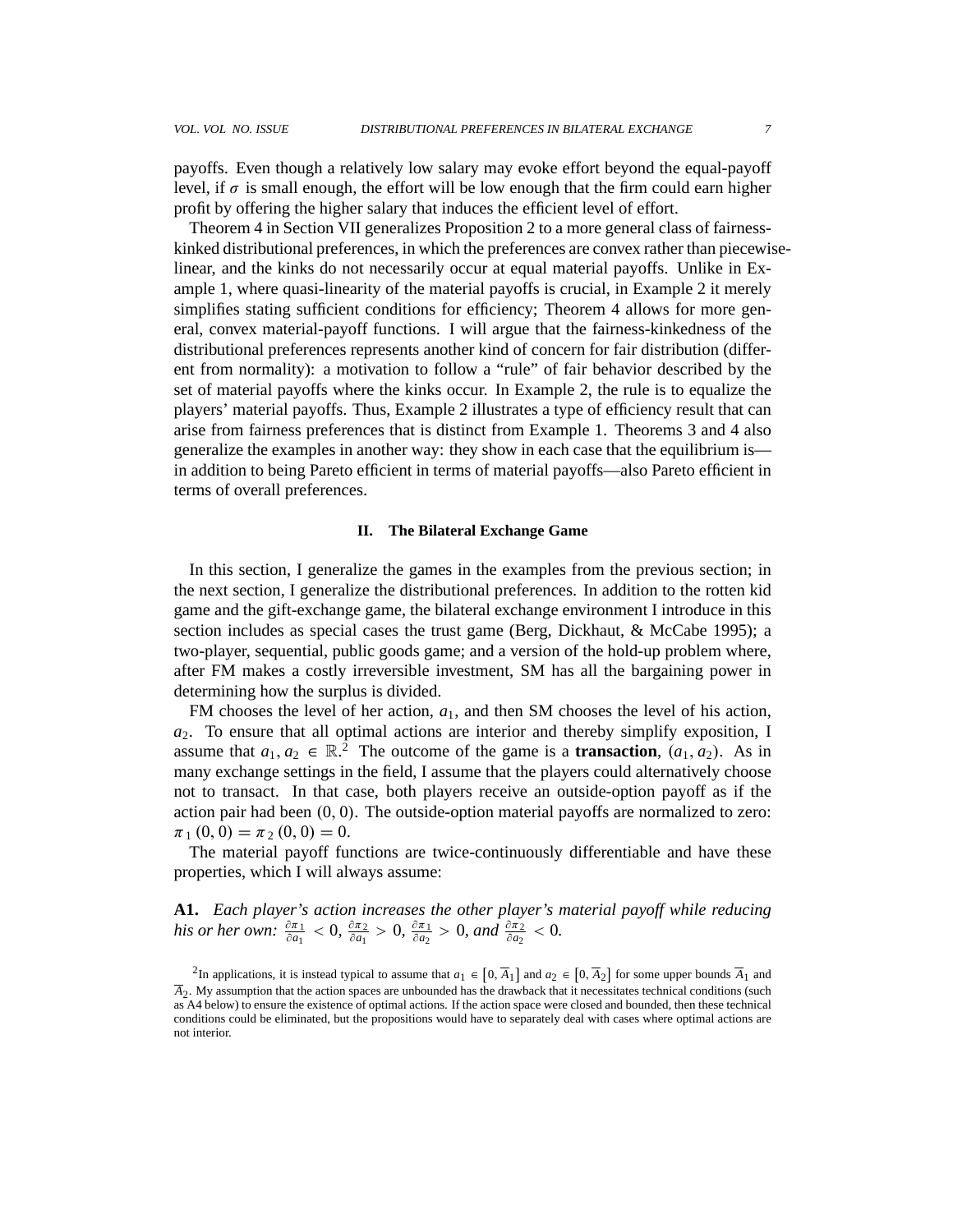payoffs. Even though a relatively low salary may evoke effort beyond the equal-payoff level, if $\sigma$ is small enough, the effort will be low enough that the firm could earn higher profit by offering the higher salary that induces the efficient level of effort.

Theorem 4 in Section VII generalizes Proposition 2 to a more general class of fairness-kinked distributional preferences, in which the preferences are convex rather than piecewise-linear, and the kinks do not necessarily occur at equal material payoffs. Unlike in Example 1, where quasi-linearity of the material payoffs is crucial, in Example 2 it merely simplifies stating sufficient conditions for efficiency; Theorem 4 allows for more general, convex material-payoff functions. I will argue that the fairness-kinkedness of the distributional preferences represents another kind of concern for fair distribution (different from normality): a motivation to follow a "rule" of fair behavior described by the set of material payoffs where the kinks occur. In Example 2, the rule is to equalize the players' material payoffs. Thus, Example 2 illustrates a type of efficiency result that can arise from fairness preferences that is distinct from Example 1. Theorems 3 and 4 also generalize the examples in another way: they show in each case that the equilibrium is—in addition to being Pareto efficient in terms of material payoffs—also Pareto efficient in terms of overall preferences.

## II. The Bilateral Exchange Game

In this section, I generalize the games in the examples from the previous section; in the next section, I generalize the distributional preferences. In addition to the rotten kid game and the gift-exchange game, the bilateral exchange environment I introduce in this section includes as special cases the trust game (Berg, Dickhaut, & McCabe 1995); a two-player, sequential, public goods game; and a version of the hold-up problem where, after FM makes a costly irreversible investment, SM has all the bargaining power in determining how the surplus is divided.

FM chooses the level of her action, $a_1$, and then SM chooses the level of his action, $a_2$. To ensure that all optimal actions are interior and thereby simplify exposition, I assume that $a_1, a_2 \in \mathbb{R}$.[2] The outcome of the game is a **transaction**, $(a_1, a_2)$. As in many exchange settings in the field, I assume that the players could alternatively choose not to transact. In that case, both players receive an outside-option payoff as if the action pair had been $(0, 0)$. The outside-option material payoffs are normalized to zero: $\pi_1(0, 0) = \pi_2(0, 0) = 0$.

The material payoff functions are twice-continuously differentiable and have these properties, which I will always assume:

**A1.** *Each player's action increases the other player's material payoff while reducing his or her own:* $\frac{\partial \pi_1}{\partial a_1} < 0$, $\frac{\partial \pi_2}{\partial a_1} > 0$, $\frac{\partial \pi_1}{\partial a_2} > 0$, *and* $\frac{\partial \pi_2}{\partial a_2} < 0$.

[2] In applications, it is instead typical to assume that $a_1 \in [0, \overline{A}_1]$ and $a_2 \in [0, \overline{A}_2]$ for some upper bounds $\overline{A}_1$ and $\overline{A}_2$. My assumption that the action spaces are unbounded has the drawback that it necessitates technical conditions (such as A4 below) to ensure the existence of optimal actions. If the action space were closed and bounded, then these technical conditions could be eliminated, but the propositions would have to separately deal with cases where optimal actions are not interior.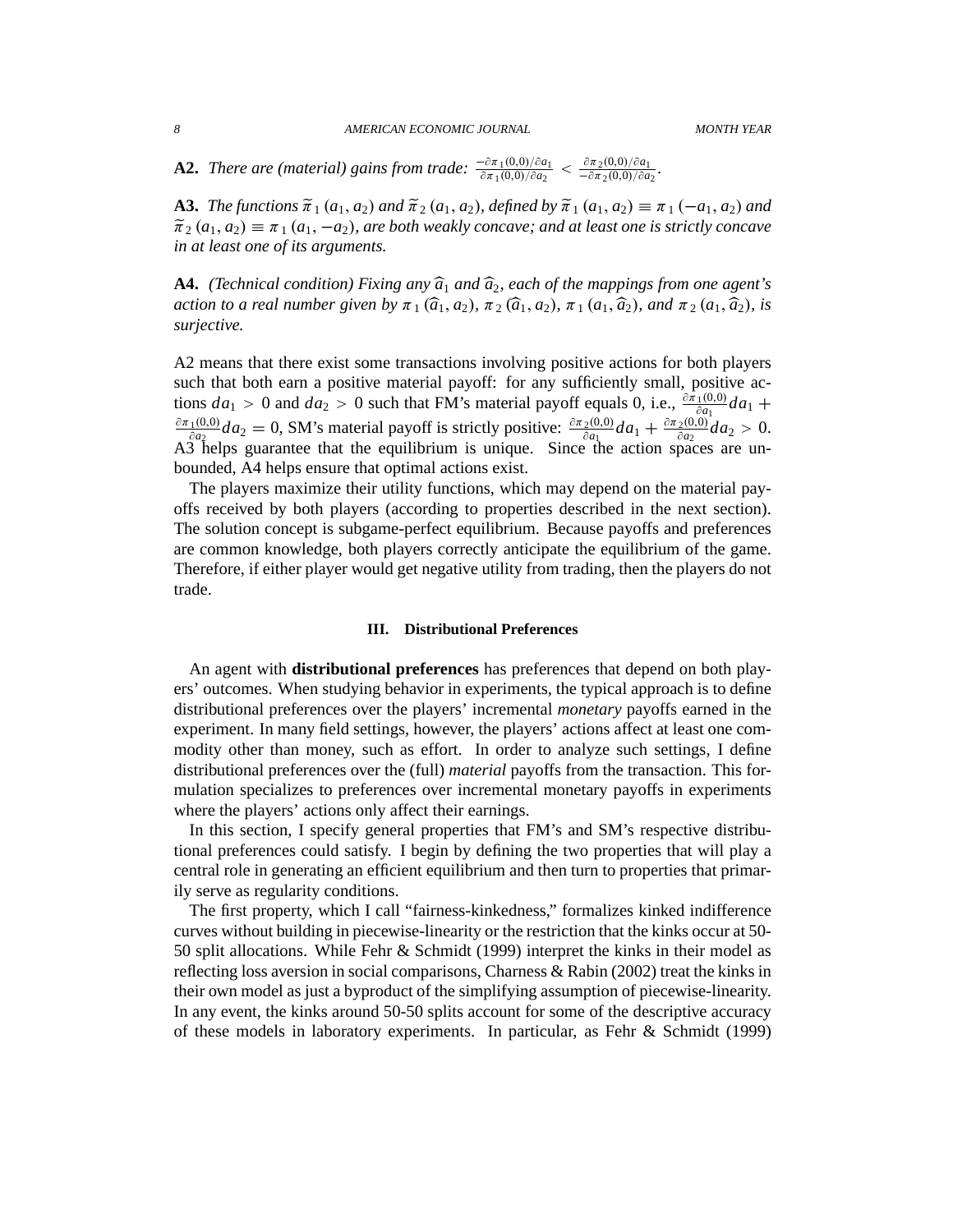**A2.** *There are (material) gains from trade:* $\frac{-\partial\pi_1(0,0)/\partial a_1}{\partial\pi_1(0,0)/\partial a_2} < \frac{\partial\pi_2(0,0)/\partial a_1}{-\partial\pi_2(0,0)/\partial a_2}$.

**A3.** *The functions* $\widetilde{\pi}_1(a_1, a_2)$ *and* $\widetilde{\pi}_2(a_1, a_2)$*, defined by* $\widetilde{\pi}_1(a_1, a_2) \equiv \pi_1(-a_1, a_2)$ *and* $\widetilde{\pi}_2(a_1, a_2) \equiv \pi_1(a_1, -a_2)$*, are both weakly concave; and at least one is strictly concave in at least one of its arguments.*

**A4.** *(Technical condition) Fixing any* $\widehat{a}_1$ *and* $\widehat{a}_2$*, each of the mappings from one agent's action to a real number given by* $\pi_1(\widehat{a}_1, a_2)$*,* $\pi_2(\widehat{a}_1, a_2)$*,* $\pi_1(a_1, \widehat{a}_2)$*, and* $\pi_2(a_1, \widehat{a}_2)$*, is surjective.*

A2 means that there exist some transactions involving positive actions for both players such that both earn a positive material payoff: for any sufficiently small, positive actions $da_1 > 0$ and $da_2 > 0$ such that FM's material payoff equals 0, i.e., $\frac{\partial\pi_1(0,0)}{\partial a_1}da_1 + \frac{\partial\pi_1(0,0)}{\partial a_2}da_2 = 0$, SM's material payoff is strictly positive: $\frac{\partial\pi_2(0,0)}{\partial a_1}da_1 + \frac{\partial\pi_2(0,0)}{\partial a_2}da_2 > 0$. A3 helps guarantee that the equilibrium is unique. Since the action spaces are unbounded, A4 helps ensure that optimal actions exist.

The players maximize their utility functions, which may depend on the material payoffs received by both players (according to properties described in the next section). The solution concept is subgame-perfect equilibrium. Because payoffs and preferences are common knowledge, both players correctly anticipate the equilibrium of the game. Therefore, if either player would get negative utility from trading, then the players do not trade.

## III. Distributional Preferences

An agent with **distributional preferences** has preferences that depend on both players' outcomes. When studying behavior in experiments, the typical approach is to define distributional preferences over the players' incremental *monetary* payoffs earned in the experiment. In many field settings, however, the players' actions affect at least one commodity other than money, such as effort. In order to analyze such settings, I define distributional preferences over the (full) *material* payoffs from the transaction. This formulation specializes to preferences over incremental monetary payoffs in experiments where the players' actions only affect their earnings.

In this section, I specify general properties that FM's and SM's respective distributional preferences could satisfy. I begin by defining the two properties that will play a central role in generating an efficient equilibrium and then turn to properties that primarily serve as regularity conditions.

The first property, which I call "fairness-kinkedness," formalizes kinked indifference curves without building in piecewise-linearity or the restriction that the kinks occur at 50-50 split allocations. While Fehr & Schmidt (1999) interpret the kinks in their model as reflecting loss aversion in social comparisons, Charness & Rabin (2002) treat the kinks in their own model as just a byproduct of the simplifying assumption of piecewise-linearity. In any event, the kinks around 50-50 splits account for some of the descriptive accuracy of these models in laboratory experiments. In particular, as Fehr & Schmidt (1999)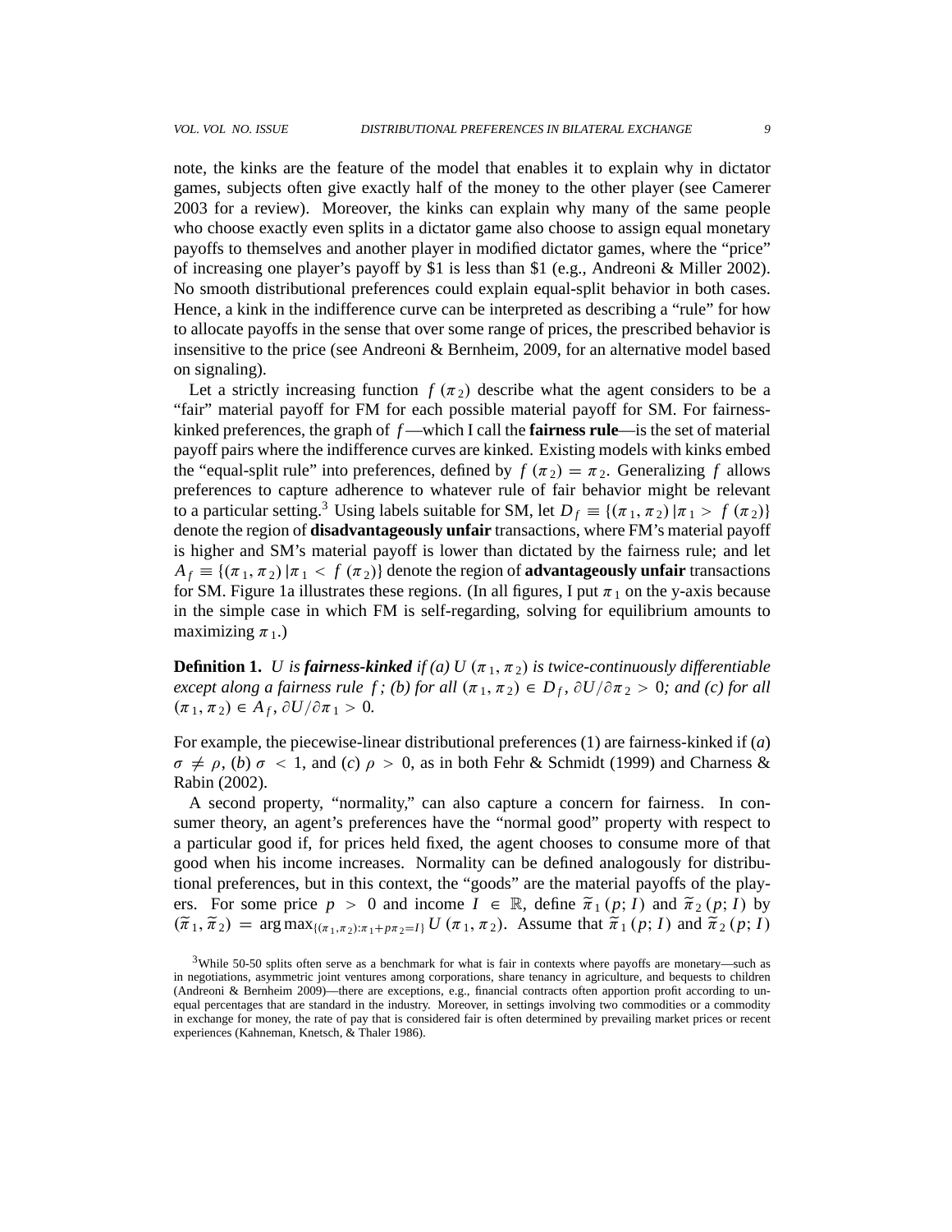note, the kinks are the feature of the model that enables it to explain why in dictator games, subjects often give exactly half of the money to the other player (see Camerer 2003 for a review). Moreover, the kinks can explain why many of the same people who choose exactly even splits in a dictator game also choose to assign equal monetary payoffs to themselves and another player in modified dictator games, where the "price" of increasing one player's payoff by \$1 is less than \$1 (e.g., Andreoni & Miller 2002). No smooth distributional preferences could explain equal-split behavior in both cases. Hence, a kink in the indifference curve can be interpreted as describing a "rule" for how to allocate payoffs in the sense that over some range of prices, the prescribed behavior is insensitive to the price (see Andreoni & Bernheim, 2009, for an alternative model based on signaling).

Let a strictly increasing function $f(\pi_2)$ describe what the agent considers to be a "fair" material payoff for FM for each possible material payoff for SM. For fairness-kinked preferences, the graph of $f$—which I call the **fairness rule**—is the set of material payoff pairs where the indifference curves are kinked. Existing models with kinks embed the "equal-split rule" into preferences, defined by $f(\pi_2) = \pi_2$. Generalizing $f$ allows preferences to capture adherence to whatever rule of fair behavior might be relevant to a particular setting.[3] Using labels suitable for SM, let $D_f \equiv \{(\pi_1, \pi_2) \mid \pi_1 > f(\pi_2)\}$ denote the region of **disadvantageously unfair** transactions, where FM's material payoff is higher and SM's material payoff is lower than dictated by the fairness rule; and let $A_f \equiv \{(\pi_1, \pi_2) \mid \pi_1 < f(\pi_2)\}$ denote the region of **advantageously unfair** transactions for SM. Figure 1a illustrates these regions. (In all figures, I put $\pi_1$ on the y-axis because in the simple case in which FM is self-regarding, solving for equilibrium amounts to maximizing $\pi_1$.)

**Definition 1.** *$U$ is **fairness-kinked** if (a) $U(\pi_1, \pi_2)$ is twice-continuously differentiable except along a fairness rule $f$; (b) for all $(\pi_1, \pi_2) \in D_f$, $\partial U/\partial \pi_2 > 0$; and (c) for all $(\pi_1, \pi_2) \in A_f$, $\partial U/\partial \pi_1 > 0$.*

For example, the piecewise-linear distributional preferences (1) are fairness-kinked if (*a*) $\sigma \neq \rho$, (*b*) $\sigma < 1$, and (*c*) $\rho > 0$, as in both Fehr & Schmidt (1999) and Charness & Rabin (2002).

A second property, "normality," can also capture a concern for fairness. In consumer theory, an agent's preferences have the "normal good" property with respect to a particular good if, for prices held fixed, the agent chooses to consume more of that good when his income increases. Normality can be defined analogously for distributional preferences, but in this context, the "goods" are the material payoffs of the players. For some price $p > 0$ and income $I \in \mathbb{R}$, define $\widetilde{\pi}_1(p; I)$ and $\widetilde{\pi}_2(p; I)$ by $(\widetilde{\pi}_1, \widetilde{\pi}_2) = \arg\max_{\{(\pi_1, \pi_2): \pi_1 + p\pi_2 = I\}} U(\pi_1, \pi_2)$. Assume that $\widetilde{\pi}_1(p; I)$ and $\widetilde{\pi}_2(p; I)$

[3] While 50-50 splits often serve as a benchmark for what is fair in contexts where payoffs are monetary—such as in negotiations, asymmetric joint ventures among corporations, share tenancy in agriculture, and bequests to children (Andreoni & Bernheim 2009)—there are exceptions, e.g., financial contracts often apportion profit according to unequal percentages that are standard in the industry. Moreover, in settings involving two commodities or a commodity in exchange for money, the rate of pay that is considered fair is often determined by prevailing market prices or recent experiences (Kahneman, Knetsch, & Thaler 1986).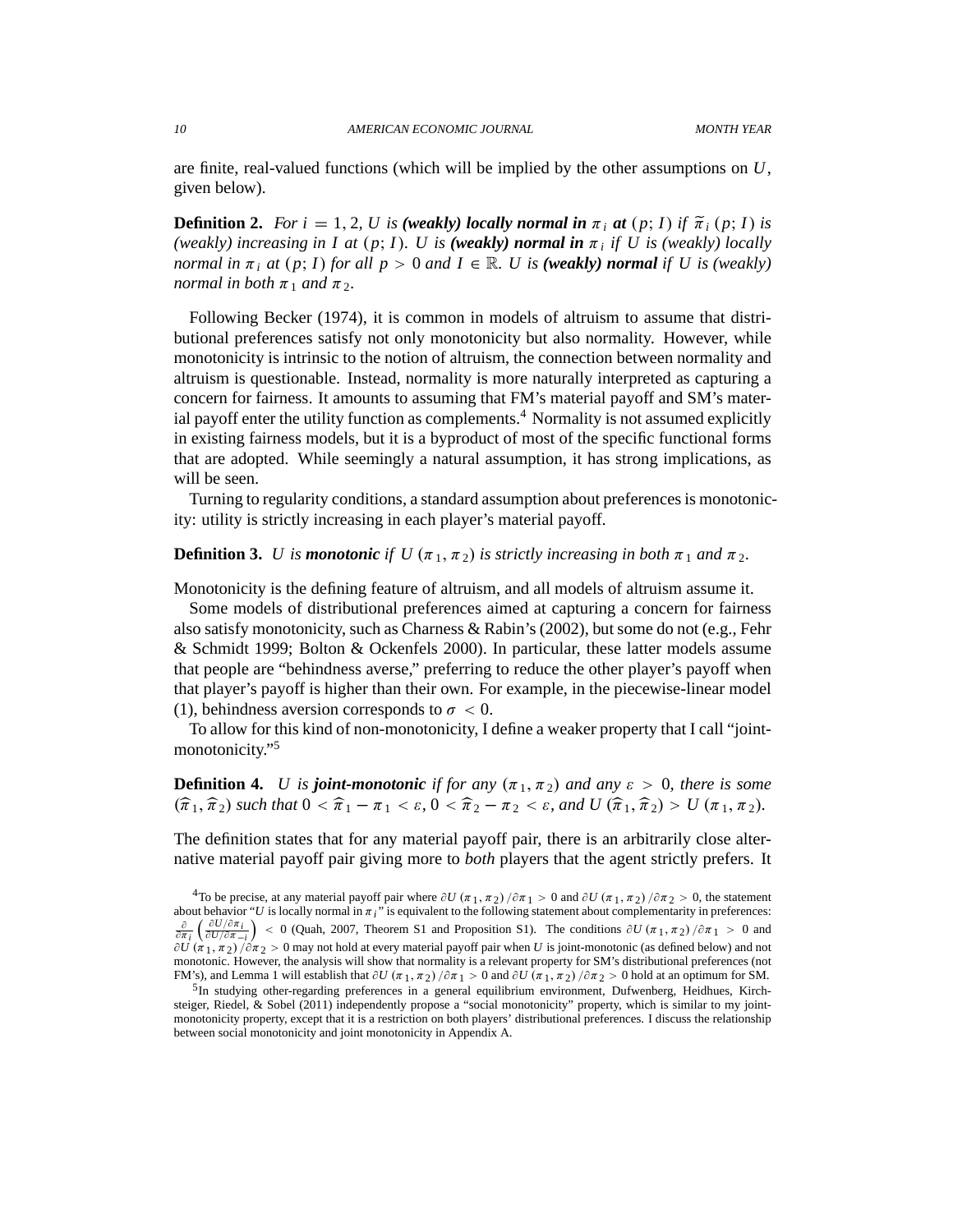are finite, real-valued functions (which will be implied by the other assumptions on $U$, given below).

**Definition 2.** *For $i = 1, 2$, $U$ is **(weakly) locally normal in $\pi_i$ at** $(p; I)$ if $\widetilde{\pi}_i(p; I)$ is (weakly) increasing in $I$ at $(p; I)$. $U$ is **(weakly) normal in $\pi_i$** if $U$ is (weakly) locally normal in $\pi_i$ at $(p; I)$ for all $p > 0$ and $I \in \mathbb{R}$. $U$ is **(weakly) normal** if $U$ is (weakly) normal in both $\pi_1$ and $\pi_2$.*

Following Becker (1974), it is common in models of altruism to assume that distributional preferences satisfy not only monotonicity but also normality. However, while monotonicity is intrinsic to the notion of altruism, the connection between normality and altruism is questionable. Instead, normality is more naturally interpreted as capturing a concern for fairness. It amounts to assuming that FM's material payoff and SM's material payoff enter the utility function as complements.[4] Normality is not assumed explicitly in existing fairness models, but it is a byproduct of most of the specific functional forms that are adopted. While seemingly a natural assumption, it has strong implications, as will be seen.

Turning to regularity conditions, a standard assumption about preferences is monotonicity: utility is strictly increasing in each player's material payoff.

**Definition 3.** *$U$ is **monotonic** if $U(\pi_1, \pi_2)$ is strictly increasing in both $\pi_1$ and $\pi_2$.*

Monotonicity is the defining feature of altruism, and all models of altruism assume it.

Some models of distributional preferences aimed at capturing a concern for fairness also satisfy monotonicity, such as Charness & Rabin's (2002), but some do not (e.g., Fehr & Schmidt 1999; Bolton & Ockenfels 2000). In particular, these latter models assume that people are "behindness averse," preferring to reduce the other player's payoff when that player's payoff is higher than their own. For example, in the piecewise-linear model (1), behindness aversion corresponds to $\sigma < 0$.

To allow for this kind of non-monotonicity, I define a weaker property that I call "joint-monotonicity."[5]

**Definition 4.** *$U$ is **joint-monotonic** if for any $(\pi_1, \pi_2)$ and any $\varepsilon > 0$, there is some $(\widehat{\pi}_1, \widehat{\pi}_2)$ such that $0 < \widehat{\pi}_1 - \pi_1 < \varepsilon$, $0 < \widehat{\pi}_2 - \pi_2 < \varepsilon$, and $U(\widehat{\pi}_1, \widehat{\pi}_2) > U(\pi_1, \pi_2)$.*

The definition states that for any material payoff pair, there is an arbitrarily close alternative material payoff pair giving more to *both* players that the agent strictly prefers. It

[4] To be precise, at any material payoff pair where $\partial U(\pi_1, \pi_2)/\partial \pi_1 > 0$ and $\partial U(\pi_1, \pi_2)/\partial \pi_2 > 0$, the statement about behavior "$U$ is locally normal in $\pi_i$" is equivalent to the following statement about complementarity in preferences: $\frac{\partial}{\partial \pi_i}\left(\frac{\partial U/\partial \pi_i}{\partial U/\partial \pi_{-i}}\right) < 0$ (Quah, 2007, Theorem S1 and Proposition S1). The conditions $\partial U(\pi_1, \pi_2)/\partial \pi_1 > 0$ and $\partial U(\pi_1, \pi_2)/\partial \pi_2 > 0$ may not hold at every material payoff pair when $U$ is joint-monotonic (as defined below) and not monotonic. However, the analysis will show that normality is a relevant property for SM's distributional preferences (not FM's), and Lemma 1 will establish that $\partial U(\pi_1, \pi_2)/\partial \pi_1 > 0$ and $\partial U(\pi_1, \pi_2)/\partial \pi_2 > 0$ hold at an optimum for SM.

[5] In studying other-regarding preferences in a general equilibrium environment, Dufwenberg, Heidhues, Kirchsteiger, Riedel, & Sobel (2011) independently propose a "social monotonicity" property, which is similar to my joint-monotonicity property, except that it is a restriction on both players' distributional preferences. I discuss the relationship between social monotonicity and joint monotonicity in Appendix A.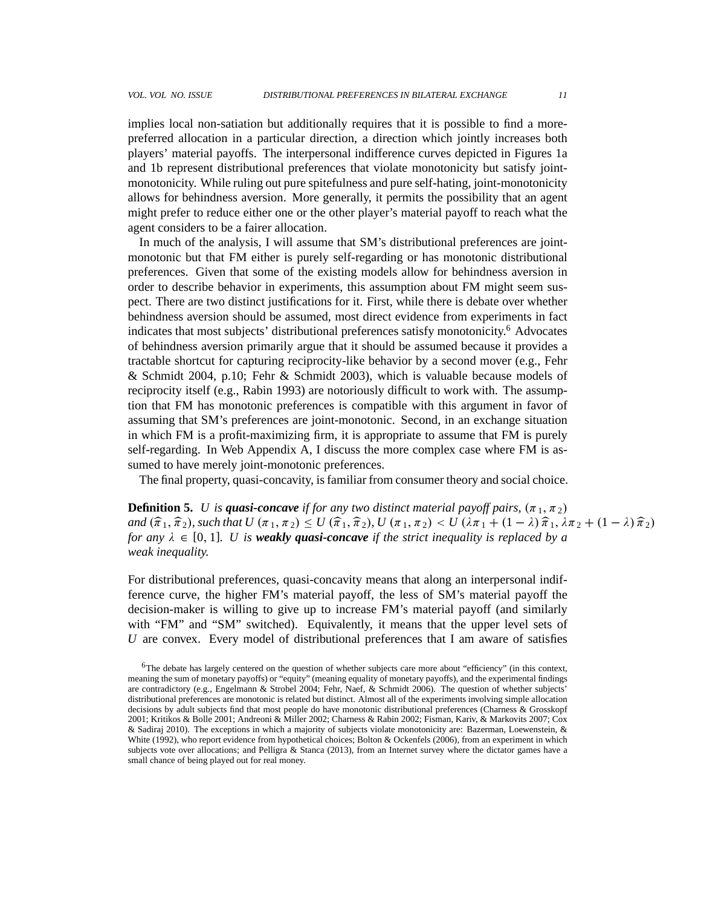implies local non-satiation but additionally requires that it is possible to find a more-preferred allocation in a particular direction, a direction which jointly increases both players' material payoffs. The interpersonal indifference curves depicted in Figures 1a and 1b represent distributional preferences that violate monotonicity but satisfy joint-monotonicity. While ruling out pure spitefulness and pure self-hating, joint-monotonicity allows for behindness aversion. More generally, it permits the possibility that an agent might prefer to reduce either one or the other player's material payoff to reach what the agent considers to be a fairer allocation.

In much of the analysis, I will assume that SM's distributional preferences are joint-monotonic but that FM either is purely self-regarding or has monotonic distributional preferences. Given that some of the existing models allow for behindness aversion in order to describe behavior in experiments, this assumption about FM might seem suspect. There are two distinct justifications for it. First, while there is debate over whether behindness aversion should be assumed, most direct evidence from experiments in fact indicates that most subjects' distributional preferences satisfy monotonicity.[6] Advocates of behindness aversion primarily argue that it should be assumed because it provides a tractable shortcut for capturing reciprocity-like behavior by a second mover (e.g., Fehr & Schmidt 2004, p.10; Fehr & Schmidt 2003), which is valuable because models of reciprocity itself (e.g., Rabin 1993) are notoriously difficult to work with. The assumption that FM has monotonic preferences is compatible with this argument in favor of assuming that SM's preferences are joint-monotonic. Second, in an exchange situation in which FM is a profit-maximizing firm, it is appropriate to assume that FM is purely self-regarding. In Web Appendix A, I discuss the more complex case where FM is assumed to have merely joint-monotonic preferences.

The final property, quasi-concavity, is familiar from consumer theory and social choice.

**Definition 5.** *$U$ is **quasi-concave** if for any two distinct material payoff pairs, $(\pi_1, \pi_2)$ and $(\widehat{\pi}_1, \widehat{\pi}_2)$, such that $U(\pi_1, \pi_2) \leq U(\widehat{\pi}_1, \widehat{\pi}_2)$, $U(\pi_1, \pi_2) < U(\lambda\pi_1 + (1-\lambda)\widehat{\pi}_1, \lambda\pi_2 + (1-\lambda)\widehat{\pi}_2)$ for any $\lambda \in [0, 1]$. $U$ is **weakly quasi-concave** if the strict inequality is replaced by a weak inequality.*

For distributional preferences, quasi-concavity means that along an interpersonal indifference curve, the higher FM's material payoff, the less of SM's material payoff the decision-maker is willing to give up to increase FM's material payoff (and similarly with "FM" and "SM" switched). Equivalently, it means that the upper level sets of $U$ are convex. Every model of distributional preferences that I am aware of satisfies

[6]The debate has largely centered on the question of whether subjects care more about "efficiency" (in this context, meaning the sum of monetary payoffs) or "equity" (meaning equality of monetary payoffs), and the experimental findings are contradictory (e.g., Engelmann & Strobel 2004; Fehr, Naef, & Schmidt 2006). The question of whether subjects' distributional preferences are monotonic is related but distinct. Almost all of the experiments involving simple allocation decisions by adult subjects find that most people do have monotonic distributional preferences (Charness & Grosskopf 2001; Kritikos & Bolle 2001; Andreoni & Miller 2002; Charness & Rabin 2002; Fisman, Kariv, & Markovits 2007; Cox & Sadiraj 2010). The exceptions in which a majority of subjects violate monotonicity are: Bazerman, Loewenstein, & White (1992), who report evidence from hypothetical choices; Bolton & Ockenfels (2006), from an experiment in which subjects vote over allocations; and Pelligra & Stanca (2013), from an Internet survey where the dictator games have a small chance of being played out for real money.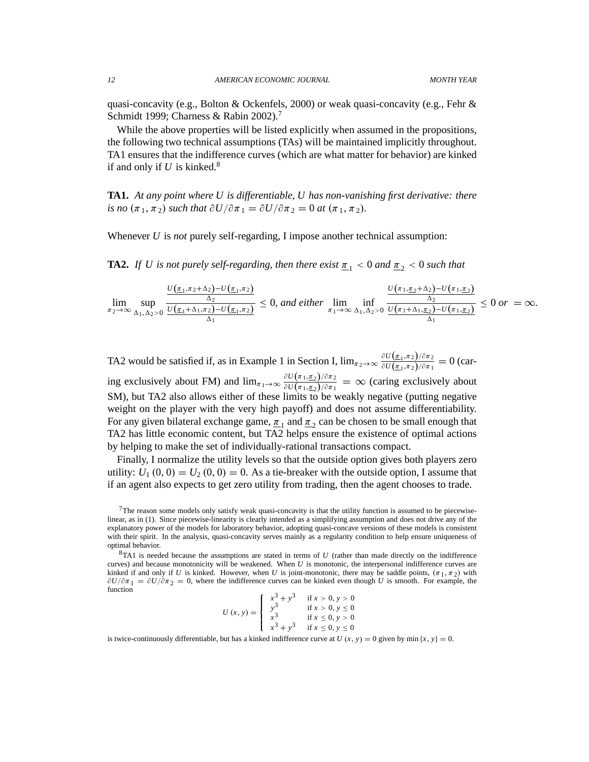quasi-concavity (e.g., Bolton & Ockenfels, 2000) or weak quasi-concavity (e.g., Fehr & Schmidt 1999; Charness & Rabin 2002).[7]

While the above properties will be listed explicitly when assumed in the propositions, the following two technical assumptions (TAs) will be maintained implicitly throughout. TA1 ensures that the indifference curves (which are what matter for behavior) are kinked if and only if $U$ is kinked.[8]

**TA1.** *At any point where $U$ is differentiable, $U$ has non-vanishing first derivative: there is no $(\pi_1, \pi_2)$ such that $\partial U/\partial \pi_1 = \partial U/\partial \pi_2 = 0$ at $(\pi_1, \pi_2)$.*

Whenever $U$ is *not* purely self-regarding, I impose another technical assumption:

**TA2.** *If $U$ is not purely self-regarding, then there exist $\underline{\pi}_1 < 0$ and $\underline{\pi}_2 < 0$ such that*

$$\lim_{\pi_2 \to \infty} \sup_{\Delta_1, \Delta_2 > 0} \frac{\frac{U(\underline{\pi}_1, \pi_2 + \Delta_2) - U(\underline{\pi}_1, \pi_2)}{\Delta_2}}{\frac{U(\underline{\pi}_1 + \Delta_1, \pi_2) - U(\underline{\pi}_1, \pi_2)}{\Delta_1}} \leq 0, \textit{ and either } \lim_{\pi_1 \to \infty} \inf_{\Delta_1, \Delta_2 > 0} \frac{\frac{U(\pi_1, \underline{\pi}_2 + \Delta_2) - U(\pi_1, \underline{\pi}_2)}{\Delta_2}}{\frac{U(\pi_1 + \Delta_1, \underline{\pi}_2) - U(\pi_1, \underline{\pi}_2)}{\Delta_1}} \leq 0 \textit{ or } = \infty.$$

TA2 would be satisfied if, as in Example 1 in Section I, $\lim_{\pi_2 \to \infty} \frac{\partial U(\underline{\pi}_1, \pi_2)/\partial \pi_2}{\partial U(\underline{\pi}_1, \pi_2)/\partial \pi_1} = 0$ (caring exclusively about FM) and $\lim_{\pi_1 \to \infty} \frac{\partial U(\pi_1, \underline{\pi}_2)/\partial \pi_2}{\partial U(\pi_1, \underline{\pi}_2)/\partial \pi_1} = \infty$ (caring exclusively about SM), but TA2 also allows either of these limits to be weakly negative (putting negative weight on the player with the very high payoff) and does not assume differentiability. For any given bilateral exchange game, $\underline{\pi}_1$ and $\underline{\pi}_2$ can be chosen to be small enough that TA2 has little economic content, but TA2 helps ensure the existence of optimal actions by helping to make the set of individually-rational transactions compact.

Finally, I normalize the utility levels so that the outside option gives both players zero utility: $U_1(0, 0) = U_2(0, 0) = 0$. As a tie-breaker with the outside option, I assume that if an agent also expects to get zero utility from trading, then the agent chooses to trade.

[7] The reason some models only satisfy weak quasi-concavity is that the utility function is assumed to be piecewise-linear, as in (1). Since piecewise-linearity is clearly intended as a simplifying assumption and does not drive any of the explanatory power of the models for laboratory behavior, adopting quasi-concave versions of these models is consistent with their spirit. In the analysis, quasi-concavity serves mainly as a regularity condition to help ensure uniqueness of optimal behavior.

[8] TA1 is needed because the assumptions are stated in terms of $U$ (rather than made directly on the indifference curves) and because monotonicity will be weakened. When $U$ is monotonic, the interpersonal indifference curves are kinked if and only if $U$ is kinked. However, when $U$ is joint-monotonic, there may be saddle points, $(\pi_1, \pi_2)$ with $\partial U/\partial \pi_1 = \partial U/\partial \pi_2 = 0$, where the indifference curves can be kinked even though $U$ is smooth. For example, the function

$$U(x, y) = \begin{cases} x^3 + y^3 & \text{if } x > 0, y > 0 \\ y^3 & \text{if } x > 0, y \leq 0 \\ x^3 & \text{if } x \leq 0, y > 0 \\ x^3 + y^3 & \text{if } x \leq 0, y \leq 0 \end{cases}$$

is twice-continuously differentiable, but has a kinked indifference curve at $U(x, y) = 0$ given by $\min\{x, y\} = 0$.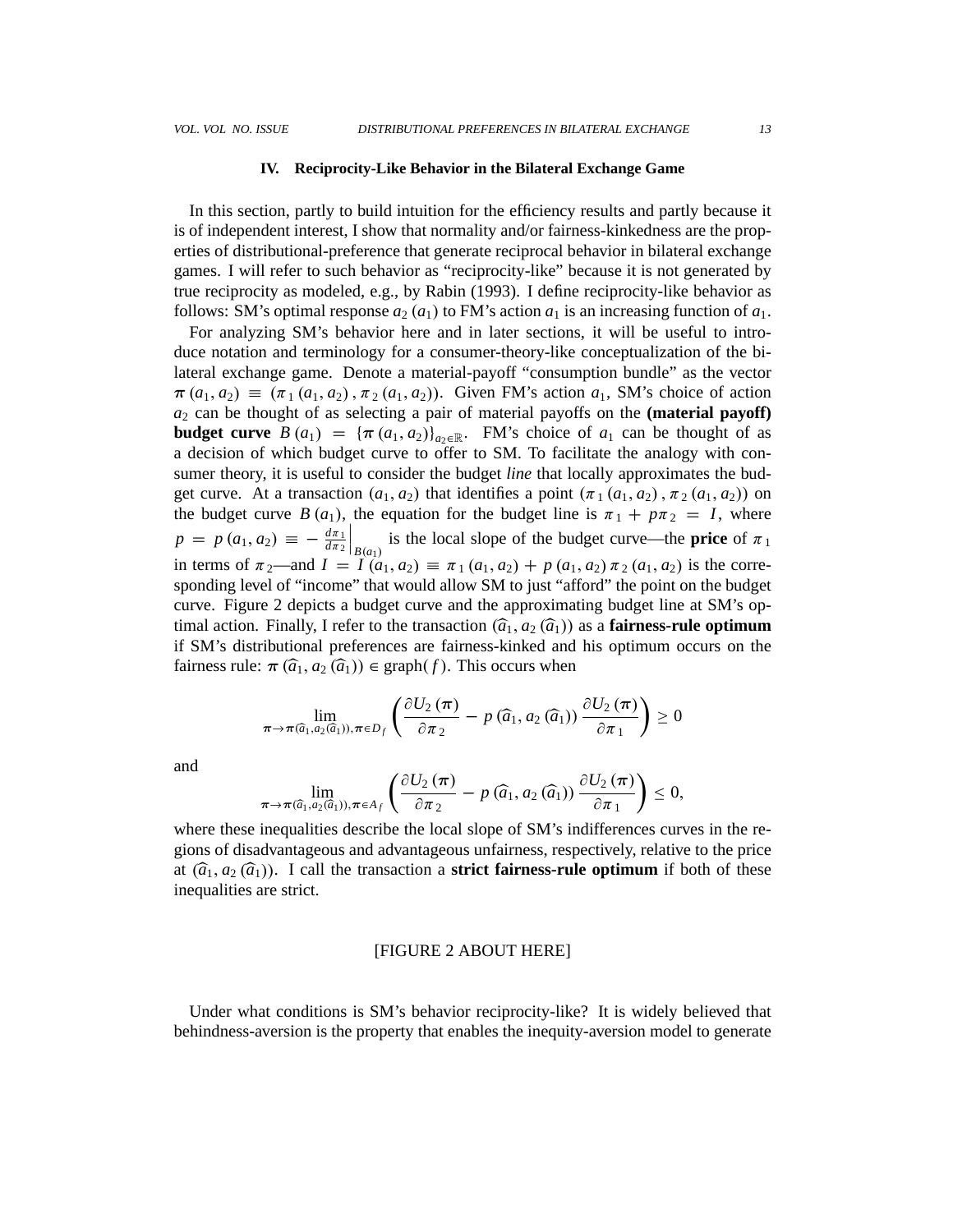### IV. Reciprocity-Like Behavior in the Bilateral Exchange Game

In this section, partly to build intuition for the efficiency results and partly because it is of independent interest, I show that normality and/or fairness-kinkedness are the properties of distributional-preference that generate reciprocal behavior in bilateral exchange games. I will refer to such behavior as "reciprocity-like" because it is not generated by true reciprocity as modeled, e.g., by Rabin (1993). I define reciprocity-like behavior as follows: SM's optimal response $a_2(a_1)$ to FM's action $a_1$ is an increasing function of $a_1$.

For analyzing SM's behavior here and in later sections, it will be useful to introduce notation and terminology for a consumer-theory-like conceptualization of the bilateral exchange game. Denote a material-payoff "consumption bundle" as the vector $\boldsymbol{\pi}(a_1, a_2) \equiv (\pi_1(a_1, a_2), \pi_2(a_1, a_2))$. Given FM's action $a_1$, SM's choice of action $a_2$ can be thought of as selecting a pair of material payoffs on the **(material payoff) budget curve** $B(a_1) = \{\boldsymbol{\pi}(a_1, a_2)\}_{a_2 \in \mathbb{R}}$. FM's choice of $a_1$ can be thought of as a decision of which budget curve to offer to SM. To facilitate the analogy with consumer theory, it is useful to consider the budget *line* that locally approximates the budget curve. At a transaction $(a_1, a_2)$ that identifies a point $(\pi_1(a_1, a_2), \pi_2(a_1, a_2))$ on the budget curve $B(a_1)$, the equation for the budget line is $\pi_1 + p\pi_2 = I$, where $p = p(a_1, a_2) \equiv -\left.\frac{d\pi_1}{d\pi_2}\right|_{B(a_1)}$ is the local slope of the budget curve—the **price** of $\pi_1$ in terms of $\pi_2$—and $I = I(a_1, a_2) \equiv \pi_1(a_1, a_2) + p(a_1, a_2)\pi_2(a_1, a_2)$ is the corresponding level of "income" that would allow SM to just "afford" the point on the budget curve. Figure 2 depicts a budget curve and the approximating budget line at SM's optimal action. Finally, I refer to the transaction $(\widehat{a}_1, a_2(\widehat{a}_1))$ as a **fairness-rule optimum** if SM's distributional preferences are fairness-kinked and his optimum occurs on the fairness rule: $\boldsymbol{\pi}(\widehat{a}_1, a_2(\widehat{a}_1)) \in \text{graph}(f)$. This occurs when

$$\lim_{\boldsymbol{\pi} \to \boldsymbol{\pi}(\widehat{a}_1, a_2(\widehat{a}_1)), \boldsymbol{\pi} \in D_f} \left( \frac{\partial U_2(\boldsymbol{\pi})}{\partial \pi_2} - p(\widehat{a}_1, a_2(\widehat{a}_1)) \frac{\partial U_2(\boldsymbol{\pi})}{\partial \pi_1} \right) \geq 0$$

and

$$\lim_{\boldsymbol{\pi} \to \boldsymbol{\pi}(\widehat{a}_1, a_2(\widehat{a}_1)), \boldsymbol{\pi} \in A_f} \left( \frac{\partial U_2(\boldsymbol{\pi})}{\partial \pi_2} - p(\widehat{a}_1, a_2(\widehat{a}_1)) \frac{\partial U_2(\boldsymbol{\pi})}{\partial \pi_1} \right) \leq 0,$$

where these inequalities describe the local slope of SM's indifferences curves in the regions of disadvantageous and advantageous unfairness, respectively, relative to the price at $(\widehat{a}_1, a_2(\widehat{a}_1))$. I call the transaction a **strict fairness-rule optimum** if both of these inequalities are strict.

[FIGURE 2 ABOUT HERE]

Under what conditions is SM's behavior reciprocity-like? It is widely believed that behindness-aversion is the property that enables the inequity-aversion model to generate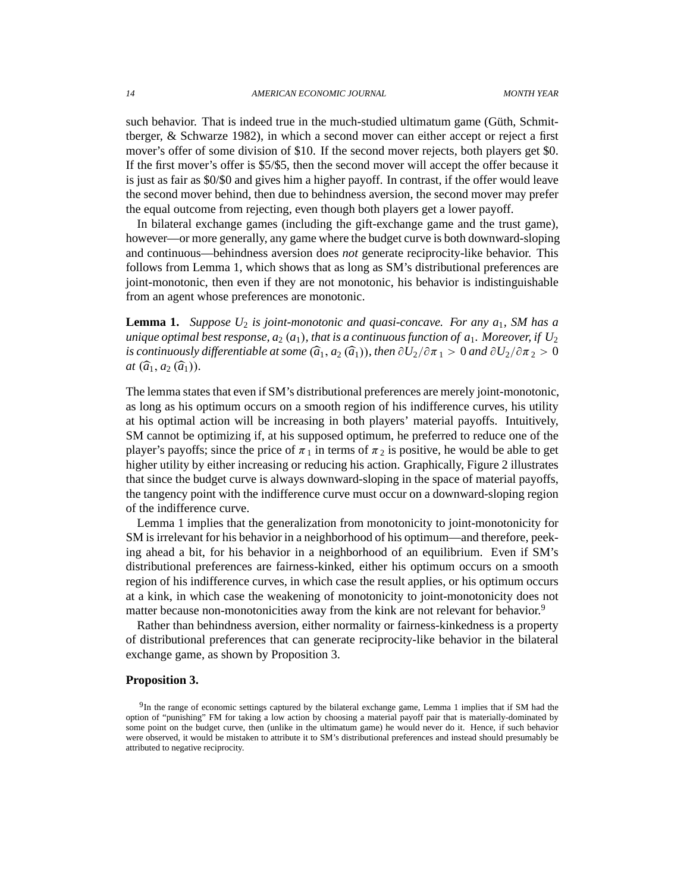such behavior. That is indeed true in the much-studied ultimatum game (Güth, Schmittberger, & Schwarze 1982), in which a second mover can either accept or reject a first mover's offer of some division of \$10. If the second mover rejects, both players get \$0. If the first mover's offer is \$5/\$5, then the second mover will accept the offer because it is just as fair as \$0/\$0 and gives him a higher payoff. In contrast, if the offer would leave the second mover behind, then due to behindness aversion, the second mover may prefer the equal outcome from rejecting, even though both players get a lower payoff.

In bilateral exchange games (including the gift-exchange game and the trust game), however—or more generally, any game where the budget curve is both downward-sloping and continuous—behindness aversion does *not* generate reciprocity-like behavior. This follows from Lemma 1, which shows that as long as SM's distributional preferences are joint-monotonic, then even if they are not monotonic, his behavior is indistinguishable from an agent whose preferences are monotonic.

**Lemma 1.** *Suppose $U_2$ is joint-monotonic and quasi-concave. For any $a_1$, SM has a unique optimal best response, $a_2(a_1)$, that is a continuous function of $a_1$. Moreover, if $U_2$ is continuously differentiable at some $(\widehat{a}_1, a_2(\widehat{a}_1))$, then $\partial U_2/\partial \pi_1 > 0$ and $\partial U_2/\partial \pi_2 > 0$ at $(\widehat{a}_1, a_2(\widehat{a}_1))$.*

The lemma states that even if SM's distributional preferences are merely joint-monotonic, as long as his optimum occurs on a smooth region of his indifference curves, his utility at his optimal action will be increasing in both players' material payoffs. Intuitively, SM cannot be optimizing if, at his supposed optimum, he preferred to reduce one of the player's payoffs; since the price of $\pi_1$ in terms of $\pi_2$ is positive, he would be able to get higher utility by either increasing or reducing his action. Graphically, Figure 2 illustrates that since the budget curve is always downward-sloping in the space of material payoffs, the tangency point with the indifference curve must occur on a downward-sloping region of the indifference curve.

Lemma 1 implies that the generalization from monotonicity to joint-monotonicity for SM is irrelevant for his behavior in a neighborhood of his optimum—and therefore, peeking ahead a bit, for his behavior in a neighborhood of an equilibrium. Even if SM's distributional preferences are fairness-kinked, either his optimum occurs on a smooth region of his indifference curves, in which case the result applies, or his optimum occurs at a kink, in which case the weakening of monotonicity to joint-monotonicity does not matter because non-monotonicities away from the kink are not relevant for behavior.[9]

Rather than behindness aversion, either normality or fairness-kinkedness is a property of distributional preferences that can generate reciprocity-like behavior in the bilateral exchange game, as shown by Proposition 3.

**Proposition 3.**

[9] In the range of economic settings captured by the bilateral exchange game, Lemma 1 implies that if SM had the option of "punishing" FM for taking a low action by choosing a material payoff pair that is materially-dominated by some point on the budget curve, then (unlike in the ultimatum game) he would never do it. Hence, if such behavior were observed, it would be mistaken to attribute it to SM's distributional preferences and instead should presumably be attributed to negative reciprocity.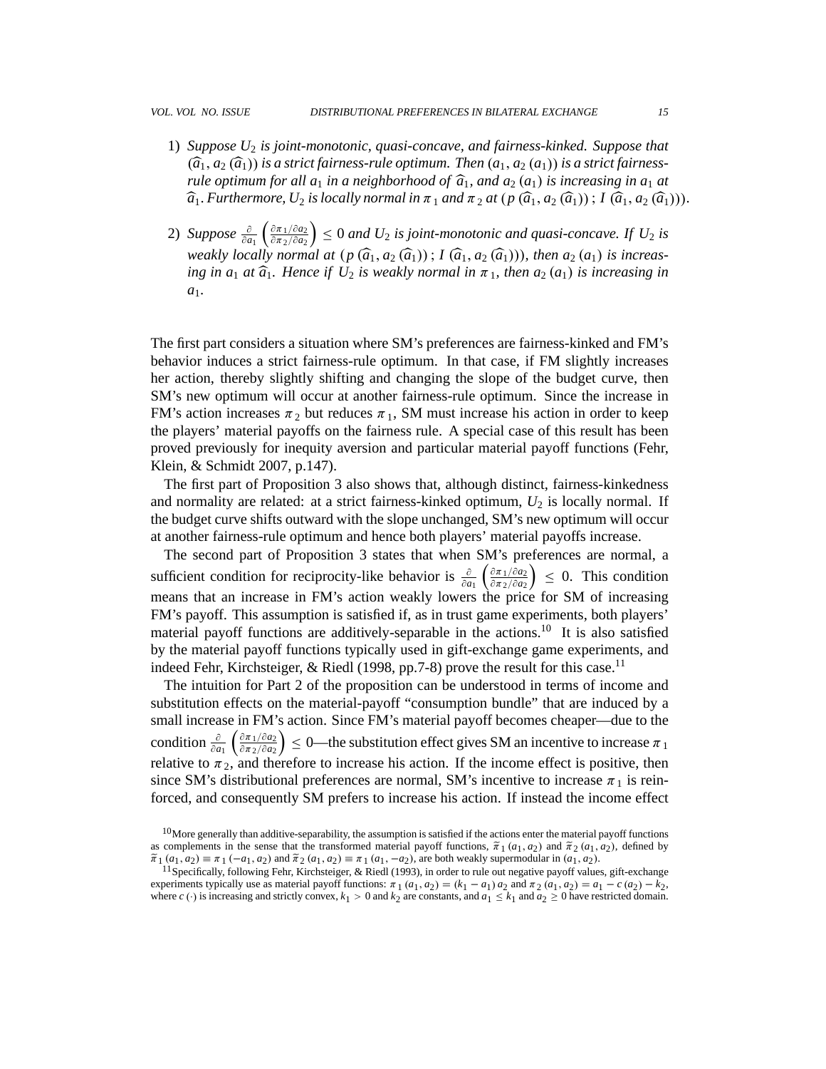1) *Suppose $U_2$ is joint-monotonic, quasi-concave, and fairness-kinked. Suppose that $(\widehat{a}_1, a_2(\widehat{a}_1))$ is a strict fairness-rule optimum. Then $(a_1, a_2(a_1))$ is a strict fairness-rule optimum for all $a_1$ in a neighborhood of $\widehat{a}_1$, and $a_2(a_1)$ is increasing in $a_1$ at $\widehat{a}_1$. Furthermore, $U_2$ is locally normal in $\pi_1$ and $\pi_2$ at $(p(\widehat{a}_1, a_2(\widehat{a}_1)); I(\widehat{a}_1, a_2(\widehat{a}_1)))$.*

2) *Suppose $\frac{\partial}{\partial a_1}\left(\frac{\partial \pi_1/\partial a_2}{\partial \pi_2/\partial a_2}\right) \leq 0$ and $U_2$ is joint-monotonic and quasi-concave. If $U_2$ is weakly locally normal at $(p(\widehat{a}_1, a_2(\widehat{a}_1)); I(\widehat{a}_1, a_2(\widehat{a}_1)))$, then $a_2(a_1)$ is increasing in $a_1$ at $\widehat{a}_1$. Hence if $U_2$ is weakly normal in $\pi_1$, then $a_2(a_1)$ is increasing in $a_1$.*

The first part considers a situation where SM's preferences are fairness-kinked and FM's behavior induces a strict fairness-rule optimum. In that case, if FM slightly increases her action, thereby slightly shifting and changing the slope of the budget curve, then SM's new optimum will occur at another fairness-rule optimum. Since the increase in FM's action increases $\pi_2$ but reduces $\pi_1$, SM must increase his action in order to keep the players' material payoffs on the fairness rule. A special case of this result has been proved previously for inequity aversion and particular material payoff functions (Fehr, Klein, & Schmidt 2007, p.147).

The first part of Proposition 3 also shows that, although distinct, fairness-kinkedness and normality are related: at a strict fairness-kinked optimum, $U_2$ is locally normal. If the budget curve shifts outward with the slope unchanged, SM's new optimum will occur at another fairness-rule optimum and hence both players' material payoffs increase.

The second part of Proposition 3 states that when SM's preferences are normal, a sufficient condition for reciprocity-like behavior is $\frac{\partial}{\partial a_1}\left(\frac{\partial \pi_1/\partial a_2}{\partial \pi_2/\partial a_2}\right) \leq 0$. This condition means that an increase in FM's action weakly lowers the price for SM of increasing FM's payoff. This assumption is satisfied if, as in trust game experiments, both players' material payoff functions are additively-separable in the actions.[10] It is also satisfied by the material payoff functions typically used in gift-exchange game experiments, and indeed Fehr, Kirchsteiger, & Riedl (1998, pp.7-8) prove the result for this case.[11]

The intuition for Part 2 of the proposition can be understood in terms of income and substitution effects on the material-payoff "consumption bundle" that are induced by a small increase in FM's action. Since FM's material payoff becomes cheaper—due to the condition $\frac{\partial}{\partial a_1}\left(\frac{\partial \pi_1/\partial a_2}{\partial \pi_2/\partial a_2}\right) \leq 0$—the substitution effect gives SM an incentive to increase $\pi_1$ relative to $\pi_2$, and therefore to increase his action. If the income effect is positive, then since SM's distributional preferences are normal, SM's incentive to increase $\pi_1$ is reinforced, and consequently SM prefers to increase his action. If instead the income effect

[10] More generally than additive-separability, the assumption is satisfied if the actions enter the material payoff functions as complements in the sense that the transformed material payoff functions, $\widetilde{\pi}_1(a_1, a_2)$ and $\widetilde{\pi}_2(a_1, a_2)$, defined by $\widetilde{\pi}_1(a_1, a_2) \equiv \pi_1(-a_1, a_2)$ and $\widetilde{\pi}_2(a_1, a_2) \equiv \pi_1(a_1, -a_2)$, are both weakly supermodular in $(a_1, a_2)$.

[11] Specifically, following Fehr, Kirchsteiger, & Riedl (1993), in order to rule out negative payoff values, gift-exchange experiments typically use as material payoff functions: $\pi_1(a_1, a_2) = (k_1 - a_1)a_2$ and $\pi_2(a_1, a_2) = a_1 - c(a_2) - k_2$, where $c(\cdot)$ is increasing and strictly convex, $k_1 > 0$ and $k_2$ are constants, and $a_1 \leq k_1$ and $a_2 \geq 0$ have restricted domain.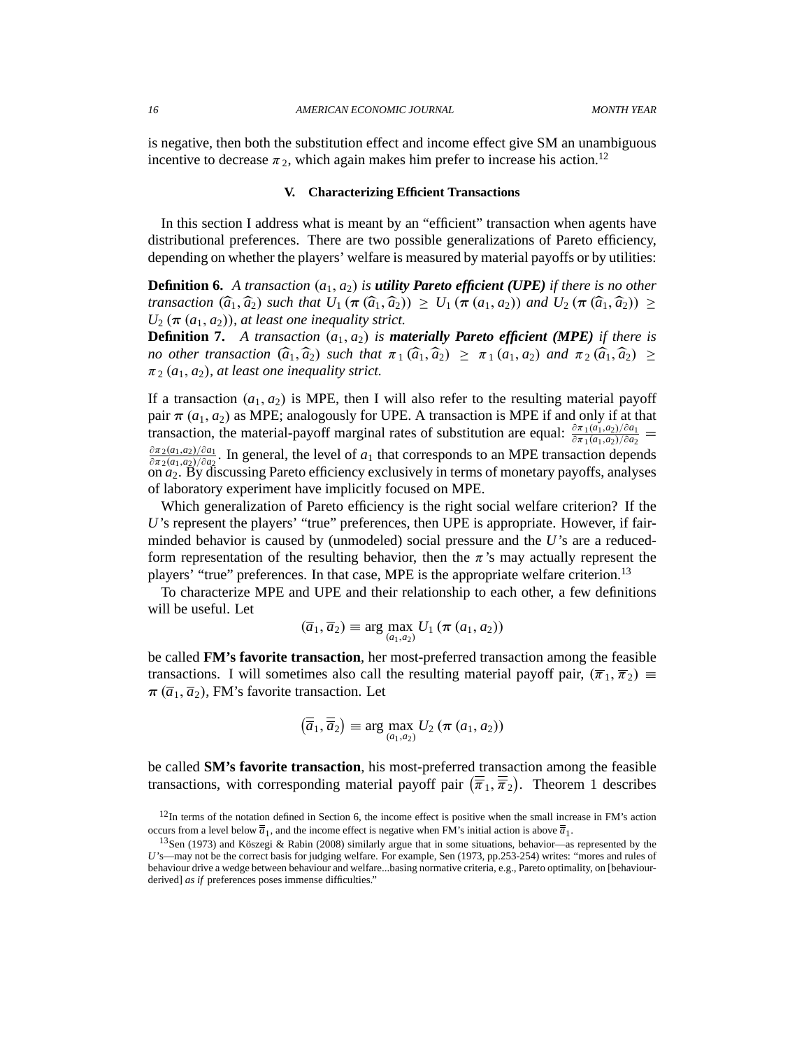is negative, then both the substitution effect and income effect give SM an unambiguous incentive to decrease $\pi_2$, which again makes him prefer to increase his action.[12]

## V. Characterizing Efficient Transactions

In this section I address what is meant by an "efficient" transaction when agents have distributional preferences. There are two possible generalizations of Pareto efficiency, depending on whether the players' welfare is measured by material payoffs or by utilities:

**Definition 6.** *A transaction $(a_1, a_2)$ is **utility Pareto efficient (UPE)** if there is no other transaction $(\widehat{a}_1, \widehat{a}_2)$ such that $U_1(\boldsymbol{\pi}(\widehat{a}_1, \widehat{a}_2)) \geq U_1(\boldsymbol{\pi}(a_1, a_2))$ and $U_2(\boldsymbol{\pi}(\widehat{a}_1, \widehat{a}_2)) \geq U_2(\boldsymbol{\pi}(a_1, a_2))$, at least one inequality strict.*

**Definition 7.** *A transaction $(a_1, a_2)$ is **materially Pareto efficient (MPE)** if there is no other transaction $(\widehat{a}_1, \widehat{a}_2)$ such that $\pi_1(\widehat{a}_1, \widehat{a}_2) \geq \pi_1(a_1, a_2)$ and $\pi_2(\widehat{a}_1, \widehat{a}_2) \geq \pi_2(a_1, a_2)$, at least one inequality strict.*

If a transaction $(a_1, a_2)$ is MPE, then I will also refer to the resulting material payoff pair $\boldsymbol{\pi}(a_1, a_2)$ as MPE; analogously for UPE. A transaction is MPE if and only if at that transaction, the material-payoff marginal rates of substitution are equal: $\frac{\partial \pi_1(a_1,a_2)/\partial a_1}{\partial \pi_1(a_1,a_2)/\partial a_2} = \frac{\partial \pi_2(a_1,a_2)/\partial a_1}{\partial \pi_2(a_1,a_2)/\partial a_2}$. In general, the level of $a_1$ that corresponds to an MPE transaction depends on $a_2$. By discussing Pareto efficiency exclusively in terms of monetary payoffs, analyses of laboratory experiment have implicitly focused on MPE.

Which generalization of Pareto efficiency is the right social welfare criterion? If the $U$'s represent the players' "true" preferences, then UPE is appropriate. However, if fair-minded behavior is caused by (unmodeled) social pressure and the $U$'s are a reduced-form representation of the resulting behavior, then the $\pi$'s may actually represent the players' "true" preferences. In that case, MPE is the appropriate welfare criterion.[13]

To characterize MPE and UPE and their relationship to each other, a few definitions will be useful. Let

$$(\overline{a}_1, \overline{a}_2) \equiv \arg\max_{(a_1,a_2)} U_1(\boldsymbol{\pi}(a_1, a_2))$$

be called **FM's favorite transaction**, her most-preferred transaction among the feasible transactions. I will sometimes also call the resulting material payoff pair, $(\overline{\pi}_1, \overline{\pi}_2) \equiv \boldsymbol{\pi}(\overline{a}_1, \overline{a}_2)$, FM's favorite transaction. Let

$$\left(\overline{\overline{a}}_1, \overline{\overline{a}}_2\right) \equiv \arg\max_{(a_1,a_2)} U_2(\boldsymbol{\pi}(a_1, a_2))$$

be called **SM's favorite transaction**, his most-preferred transaction among the feasible transactions, with corresponding material payoff pair $\left(\overline{\overline{\pi}}_1, \overline{\overline{\pi}}_2\right)$. Theorem 1 describes

[12] In terms of the notation defined in Section 6, the income effect is positive when the small increase in FM's action occurs from a level below $\overline{\overline{a}}_1$, and the income effect is negative when FM's initial action is above $\overline{\overline{a}}_1$.

[13] Sen (1973) and Köszegi & Rabin (2008) similarly argue that in some situations, behavior—as represented by the $U$'s—may not be the correct basis for judging welfare. For example, Sen (1973, pp.253-254) writes: "mores and rules of behaviour drive a wedge between behaviour and welfare...basing normative criteria, e.g., Pareto optimality, on [behaviour-derived] *as if* preferences poses immense difficulties."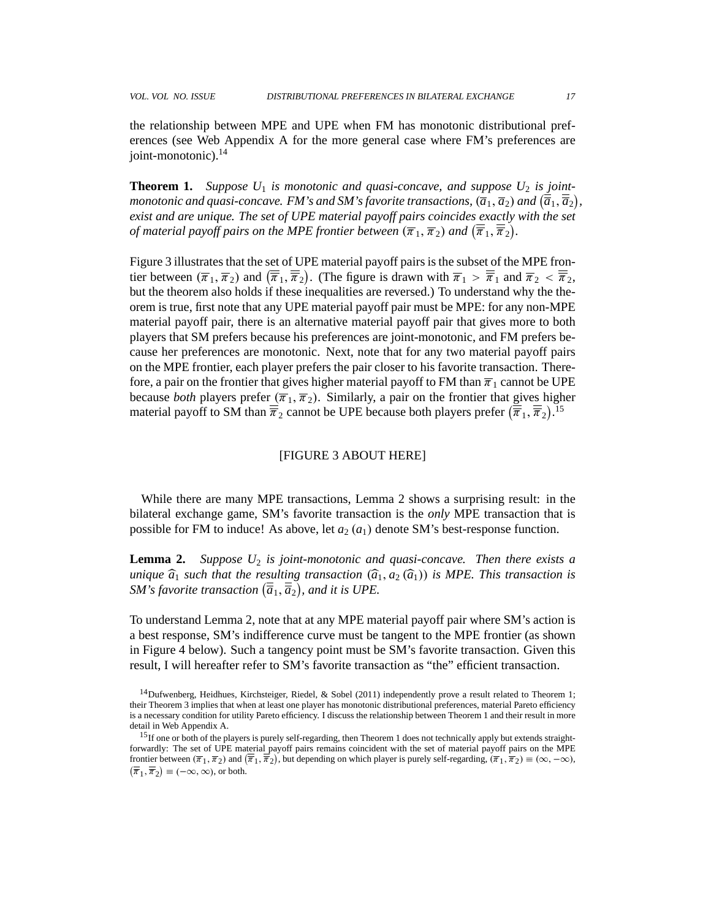the relationship between MPE and UPE when FM has monotonic distributional preferences (see Web Appendix A for the more general case where FM's preferences are joint-monotonic).[14]

**Theorem 1.** *Suppose $U_1$ is monotonic and quasi-concave, and suppose $U_2$ is joint-monotonic and quasi-concave. FM's and SM's favorite transactions, $(\overline{a}_1, \overline{a}_2)$ and $(\overline{\overline{a}}_1, \overline{\overline{a}}_2)$, exist and are unique. The set of UPE material payoff pairs coincides exactly with the set of material payoff pairs on the MPE frontier between $(\overline{\pi}_1, \overline{\pi}_2)$ and $(\overline{\overline{\pi}}_1, \overline{\overline{\pi}}_2)$.*

Figure 3 illustrates that the set of UPE material payoff pairs is the subset of the MPE frontier between $(\overline{\pi}_1, \overline{\pi}_2)$ and $(\overline{\overline{\pi}}_1, \overline{\overline{\pi}}_2)$. (The figure is drawn with $\overline{\pi}_1 > \overline{\overline{\pi}}_1$ and $\overline{\pi}_2 < \overline{\overline{\pi}}_2$, but the theorem also holds if these inequalities are reversed.) To understand why the theorem is true, first note that any UPE material payoff pair must be MPE: for any non-MPE material payoff pair, there is an alternative material payoff pair that gives more to both players that SM prefers because his preferences are joint-monotonic, and FM prefers because her preferences are monotonic. Next, note that for any two material payoff pairs on the MPE frontier, each player prefers the pair closer to his favorite transaction. Therefore, a pair on the frontier that gives higher material payoff to FM than $\overline{\pi}_1$ cannot be UPE because *both* players prefer $(\overline{\pi}_1, \overline{\pi}_2)$. Similarly, a pair on the frontier that gives higher material payoff to SM than $\overline{\overline{\pi}}_2$ cannot be UPE because both players prefer $(\overline{\overline{\pi}}_1, \overline{\overline{\pi}}_2)$.[15]

[FIGURE 3 ABOUT HERE]

While there are many MPE transactions, Lemma 2 shows a surprising result: in the bilateral exchange game, SM's favorite transaction is the *only* MPE transaction that is possible for FM to induce! As above, let $a_2(a_1)$ denote SM's best-response function.

**Lemma 2.** *Suppose $U_2$ is joint-monotonic and quasi-concave. Then there exists a unique $\widehat{a}_1$ such that the resulting transaction $(\widehat{a}_1, a_2(\widehat{a}_1))$ is MPE. This transaction is SM's favorite transaction $(\overline{\overline{a}}_1, \overline{\overline{a}}_2)$, and it is UPE.*

To understand Lemma 2, note that at any MPE material payoff pair where SM's action is a best response, SM's indifference curve must be tangent to the MPE frontier (as shown in Figure 4 below). Such a tangency point must be SM's favorite transaction. Given this result, I will hereafter refer to SM's favorite transaction as "the" efficient transaction.

[14] Dufwenberg, Heidhues, Kirchsteiger, Riedel, & Sobel (2011) independently prove a result related to Theorem 1; their Theorem 3 implies that when at least one player has monotonic distributional preferences, material Pareto efficiency is a necessary condition for utility Pareto efficiency. I discuss the relationship between Theorem 1 and their result in more detail in Web Appendix A.

[15] If one or both of the players is purely self-regarding, then Theorem 1 does not technically apply but extends straightforwardly: The set of UPE material payoff pairs remains coincident with the set of material payoff pairs on the MPE frontier between $(\overline{\pi}_1, \overline{\pi}_2)$ and $(\overline{\overline{\pi}}_1, \overline{\overline{\pi}}_2)$, but depending on which player is purely self-regarding, $(\overline{\pi}_1, \overline{\pi}_2) \equiv (\infty, -\infty)$, $(\overline{\overline{\pi}}_1, \overline{\overline{\pi}}_2) \equiv (-\infty, \infty)$, or both.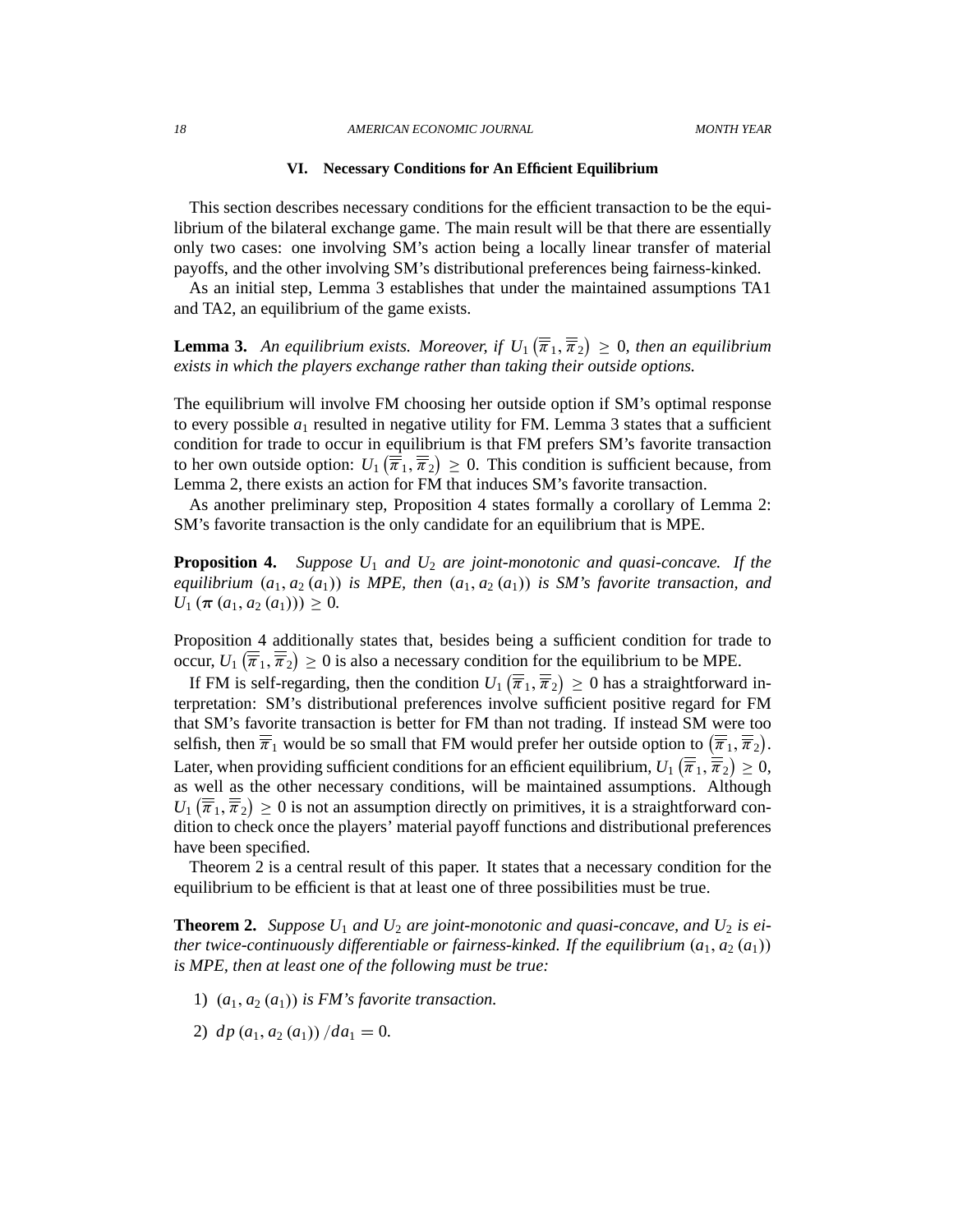## VI. Necessary Conditions for An Efficient Equilibrium

This section describes necessary conditions for the efficient transaction to be the equilibrium of the bilateral exchange game. The main result will be that there are essentially only two cases: one involving SM's action being a locally linear transfer of material payoffs, and the other involving SM's distributional preferences being fairness-kinked.

As an initial step, Lemma 3 establishes that under the maintained assumptions TA1 and TA2, an equilibrium of the game exists.

**Lemma 3.** *An equilibrium exists. Moreover, if $U_1\left(\overline{\overline{\pi}}_1, \overline{\overline{\pi}}_2\right) \geq 0$, then an equilibrium exists in which the players exchange rather than taking their outside options.*

The equilibrium will involve FM choosing her outside option if SM's optimal response to every possible $a_1$ resulted in negative utility for FM. Lemma 3 states that a sufficient condition for trade to occur in equilibrium is that FM prefers SM's favorite transaction to her own outside option: $U_1\left(\overline{\overline{\pi}}_1, \overline{\overline{\pi}}_2\right) \geq 0$. This condition is sufficient because, from Lemma 2, there exists an action for FM that induces SM's favorite transaction.

As another preliminary step, Proposition 4 states formally a corollary of Lemma 2: SM's favorite transaction is the only candidate for an equilibrium that is MPE.

**Proposition 4.** *Suppose $U_1$ and $U_2$ are joint-monotonic and quasi-concave. If the equilibrium $(a_1, a_2(a_1))$ is MPE, then $(a_1, a_2(a_1))$ is SM's favorite transaction, and $U_1(\boldsymbol{\pi}(a_1, a_2(a_1))) \geq 0$.*

Proposition 4 additionally states that, besides being a sufficient condition for trade to occur, $U_1\left(\overline{\overline{\pi}}_1, \overline{\overline{\pi}}_2\right) \geq 0$ is also a necessary condition for the equilibrium to be MPE.

If FM is self-regarding, then the condition $U_1\left(\overline{\overline{\pi}}_1, \overline{\overline{\pi}}_2\right) \geq 0$ has a straightforward interpretation: SM's distributional preferences involve sufficient positive regard for FM that SM's favorite transaction is better for FM than not trading. If instead SM were too selfish, then $\overline{\overline{\pi}}_1$ would be so small that FM would prefer her outside option to $\left(\overline{\overline{\pi}}_1, \overline{\overline{\pi}}_2\right)$. Later, when providing sufficient conditions for an efficient equilibrium, $U_1\left(\overline{\overline{\pi}}_1, \overline{\overline{\pi}}_2\right) \geq 0$, as well as the other necessary conditions, will be maintained assumptions. Although $U_1\left(\overline{\overline{\pi}}_1, \overline{\overline{\pi}}_2\right) \geq 0$ is not an assumption directly on primitives, it is a straightforward condition to check once the players' material payoff functions and distributional preferences have been specified.

Theorem 2 is a central result of this paper. It states that a necessary condition for the equilibrium to be efficient is that at least one of three possibilities must be true.

**Theorem 2.** *Suppose $U_1$ and $U_2$ are joint-monotonic and quasi-concave, and $U_2$ is either twice-continuously differentiable or fairness-kinked. If the equilibrium $(a_1, a_2(a_1))$ is MPE, then at least one of the following must be true:*

1) *$(a_1, a_2(a_1))$ is FM's favorite transaction.*
2) *$dp(a_1, a_2(a_1))/da_1 = 0$.*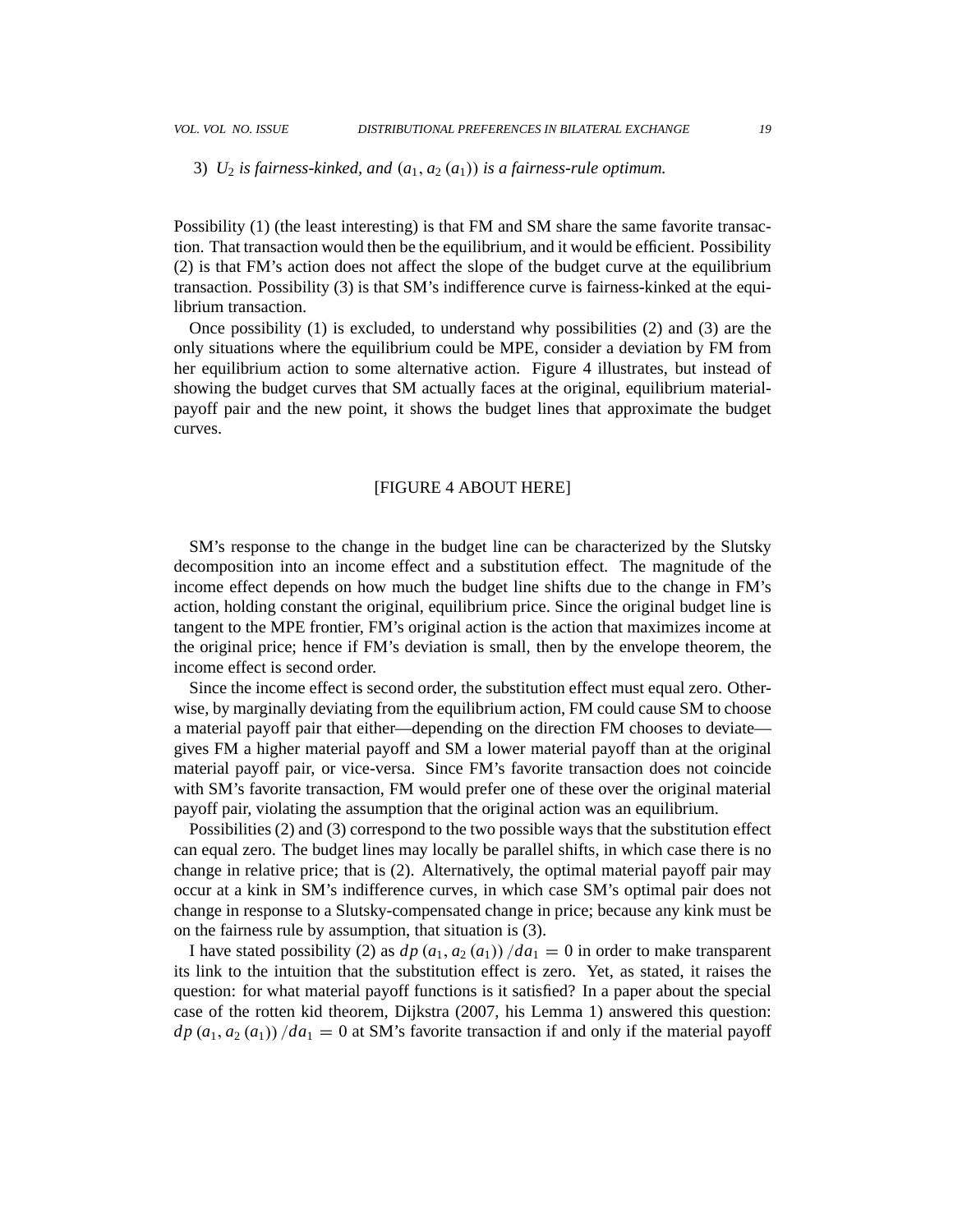3) *$U_2$ is fairness-kinked, and $(a_1, a_2(a_1))$ is a fairness-rule optimum.*

Possibility (1) (the least interesting) is that FM and SM share the same favorite transaction. That transaction would then be the equilibrium, and it would be efficient. Possibility (2) is that FM's action does not affect the slope of the budget curve at the equilibrium transaction. Possibility (3) is that SM's indifference curve is fairness-kinked at the equilibrium transaction.

Once possibility (1) is excluded, to understand why possibilities (2) and (3) are the only situations where the equilibrium could be MPE, consider a deviation by FM from her equilibrium action to some alternative action. Figure 4 illustrates, but instead of showing the budget curves that SM actually faces at the original, equilibrium material-payoff pair and the new point, it shows the budget lines that approximate the budget curves.

[FIGURE 4 ABOUT HERE]

SM's response to the change in the budget line can be characterized by the Slutsky decomposition into an income effect and a substitution effect. The magnitude of the income effect depends on how much the budget line shifts due to the change in FM's action, holding constant the original, equilibrium price. Since the original budget line is tangent to the MPE frontier, FM's original action is the action that maximizes income at the original price; hence if FM's deviation is small, then by the envelope theorem, the income effect is second order.

Since the income effect is second order, the substitution effect must equal zero. Otherwise, by marginally deviating from the equilibrium action, FM could cause SM to choose a material payoff pair that either—depending on the direction FM chooses to deviate—gives FM a higher material payoff and SM a lower material payoff than at the original material payoff pair, or vice-versa. Since FM's favorite transaction does not coincide with SM's favorite transaction, FM would prefer one of these over the original material payoff pair, violating the assumption that the original action was an equilibrium.

Possibilities (2) and (3) correspond to the two possible ways that the substitution effect can equal zero. The budget lines may locally be parallel shifts, in which case there is no change in relative price; that is (2). Alternatively, the optimal material payoff pair may occur at a kink in SM's indifference curves, in which case SM's optimal pair does not change in response to a Slutsky-compensated change in price; because any kink must be on the fairness rule by assumption, that situation is (3).

I have stated possibility (2) as $dp(a_1, a_2(a_1))/da_1 = 0$ in order to make transparent its link to the intuition that the substitution effect is zero. Yet, as stated, it raises the question: for what material payoff functions is it satisfied? In a paper about the special case of the rotten kid theorem, Dijkstra (2007, his Lemma 1) answered this question: $dp(a_1, a_2(a_1))/da_1 = 0$ at SM's favorite transaction if and only if the material payoff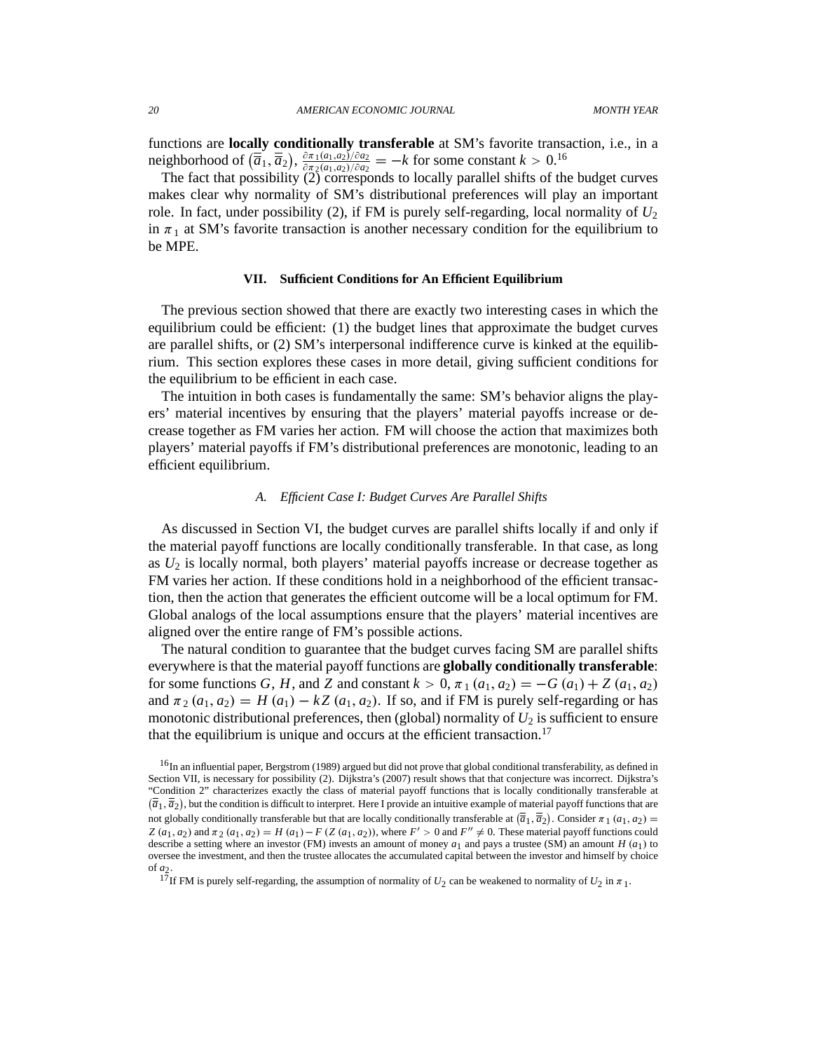functions are **locally conditionally transferable** at SM's favorite transaction, i.e., in a neighborhood of $\left(\overline{\overline{a}}_1, \overline{\overline{a}}_2\right)$, $\frac{\partial \pi_1(a_1,a_2)/\partial a_2}{\partial \pi_2(a_1,a_2)/\partial a_2} = -k$ for some constant $k > 0$.[16]

The fact that possibility (2) corresponds to locally parallel shifts of the budget curves makes clear why normality of SM's distributional preferences will play an important role. In fact, under possibility (2), if FM is purely self-regarding, local normality of $U_2$ in $\pi_1$ at SM's favorite transaction is another necessary condition for the equilibrium to be MPE.

## VII. Sufficient Conditions for An Efficient Equilibrium

The previous section showed that there are exactly two interesting cases in which the equilibrium could be efficient: (1) the budget lines that approximate the budget curves are parallel shifts, or (2) SM's interpersonal indifference curve is kinked at the equilibrium. This section explores these cases in more detail, giving sufficient conditions for the equilibrium to be efficient in each case.

The intuition in both cases is fundamentally the same: SM's behavior aligns the players' material incentives by ensuring that the players' material payoffs increase or decrease together as FM varies her action. FM will choose the action that maximizes both players' material payoffs if FM's distributional preferences are monotonic, leading to an efficient equilibrium.

### A. *Efficient Case I: Budget Curves Are Parallel Shifts*

As discussed in Section VI, the budget curves are parallel shifts locally if and only if the material payoff functions are locally conditionally transferable. In that case, as long as $U_2$ is locally normal, both players' material payoffs increase or decrease together as FM varies her action. If these conditions hold in a neighborhood of the efficient transaction, then the action that generates the efficient outcome will be a local optimum for FM. Global analogs of the local assumptions ensure that the players' material incentives are aligned over the entire range of FM's possible actions.

The natural condition to guarantee that the budget curves facing SM are parallel shifts everywhere is that the material payoff functions are **globally conditionally transferable**: for some functions $G$, $H$, and $Z$ and constant $k > 0$, $\pi_1(a_1, a_2) = -G(a_1) + Z(a_1, a_2)$ and $\pi_2(a_1, a_2) = H(a_1) - kZ(a_1, a_2)$. If so, and if FM is purely self-regarding or has monotonic distributional preferences, then (global) normality of $U_2$ is sufficient to ensure that the equilibrium is unique and occurs at the efficient transaction.[17]

[16] In an influential paper, Bergstrom (1989) argued but did not prove that global conditional transferability, as defined in Section VII, is necessary for possibility (2). Dijkstra's (2007) result shows that that conjecture was incorrect. Dijkstra's "Condition 2" characterizes exactly the class of material payoff functions that is locally conditionally transferable at $\left(\overline{\overline{a}}_1, \overline{\overline{a}}_2\right)$, but the condition is difficult to interpret. Here I provide an intuitive example of material payoff functions that are not globally conditionally transferable but that are locally conditionally transferable at $\left(\overline{\overline{a}}_1, \overline{\overline{a}}_2\right)$. Consider $\pi_1(a_1, a_2) = Z(a_1, a_2)$ and $\pi_2(a_1, a_2) = H(a_1) - F(Z(a_1, a_2))$, where $F' > 0$ and $F'' \neq 0$. These material payoff functions could describe a setting where an investor (FM) invests an amount of money $a_1$ and pays a trustee (SM) an amount $H(a_1)$ to oversee the investment, and then the trustee allocates the accumulated capital between the investor and himself by choice of $a_2$.

[17] If FM is purely self-regarding, the assumption of normality of $U_2$ can be weakened to normality of $U_2$ in $\pi_1$.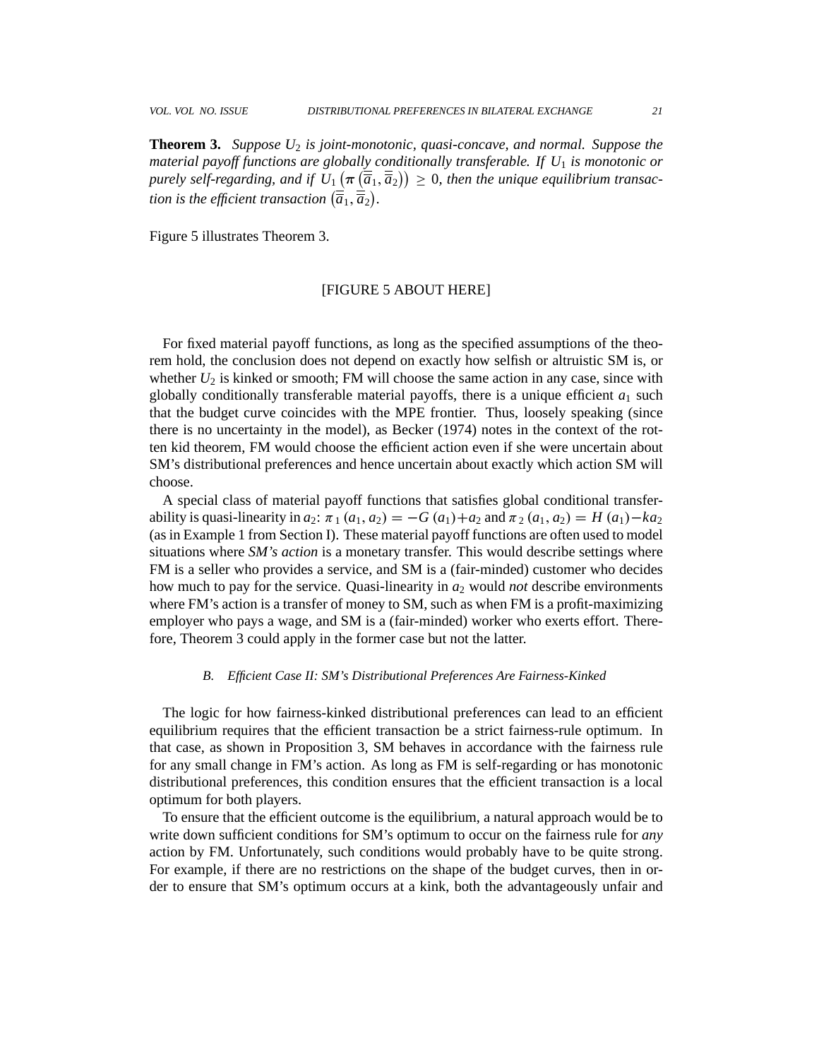**Theorem 3.** *Suppose $U_2$ is joint-monotonic, quasi-concave, and normal. Suppose the material payoff functions are globally conditionally transferable. If $U_1$ is monotonic or purely self-regarding, and if $U_1\left(\pi\left(\overline{\overline{a}}_1, \overline{\overline{a}}_2\right)\right) \geq 0$, then the unique equilibrium transaction is the efficient transaction $\left(\overline{\overline{a}}_1, \overline{\overline{a}}_2\right)$.*

Figure 5 illustrates Theorem 3.

[FIGURE 5 ABOUT HERE]

For fixed material payoff functions, as long as the specified assumptions of the theorem hold, the conclusion does not depend on exactly how selfish or altruistic SM is, or whether $U_2$ is kinked or smooth; FM will choose the same action in any case, since with globally conditionally transferable material payoffs, there is a unique efficient $a_1$ such that the budget curve coincides with the MPE frontier. Thus, loosely speaking (since there is no uncertainty in the model), as Becker (1974) notes in the context of the rotten kid theorem, FM would choose the efficient action even if she were uncertain about SM's distributional preferences and hence uncertain about exactly which action SM will choose.

A special class of material payoff functions that satisfies global conditional transferability is quasi-linearity in $a_2$: $\pi_1(a_1, a_2) = -G(a_1) + a_2$ and $\pi_2(a_1, a_2) = H(a_1) - ka_2$ (as in Example 1 from Section I). These material payoff functions are often used to model situations where *SM's action* is a monetary transfer. This would describe settings where FM is a seller who provides a service, and SM is a (fair-minded) customer who decides how much to pay for the service. Quasi-linearity in $a_2$ would *not* describe environments where FM's action is a transfer of money to SM, such as when FM is a profit-maximizing employer who pays a wage, and SM is a (fair-minded) worker who exerts effort. Therefore, Theorem 3 could apply in the former case but not the latter.

### *B. Efficient Case II: SM's Distributional Preferences Are Fairness-Kinked*

The logic for how fairness-kinked distributional preferences can lead to an efficient equilibrium requires that the efficient transaction be a strict fairness-rule optimum. In that case, as shown in Proposition 3, SM behaves in accordance with the fairness rule for any small change in FM's action. As long as FM is self-regarding or has monotonic distributional preferences, this condition ensures that the efficient transaction is a local optimum for both players.

To ensure that the efficient outcome is the equilibrium, a natural approach would be to write down sufficient conditions for SM's optimum to occur on the fairness rule for *any* action by FM. Unfortunately, such conditions would probably have to be quite strong. For example, if there are no restrictions on the shape of the budget curves, then in order to ensure that SM's optimum occurs at a kink, both the advantageously unfair and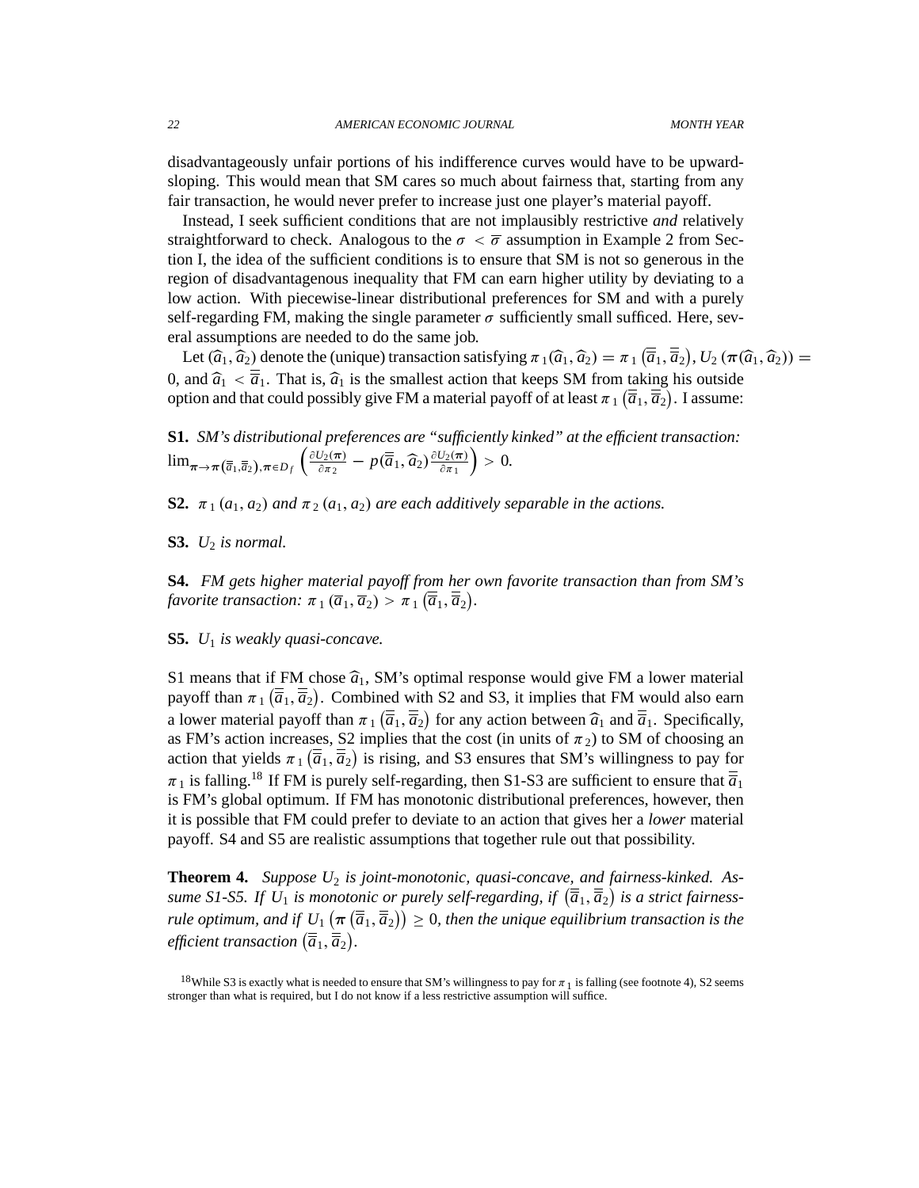disadvantageously unfair portions of his indifference curves would have to be upward-sloping. This would mean that SM cares so much about fairness that, starting from any fair transaction, he would never prefer to increase just one player's material payoff.

Instead, I seek sufficient conditions that are not implausibly restrictive *and* relatively straightforward to check. Analogous to the $\sigma < \overline{\sigma}$ assumption in Example 2 from Section I, the idea of the sufficient conditions is to ensure that SM is not so generous in the region of disadvantagenous inequality that FM can earn higher utility by deviating to a low action. With piecewise-linear distributional preferences for SM and with a purely self-regarding FM, making the single parameter $\sigma$ sufficiently small sufficed. Here, several assumptions are needed to do the same job.

Let $(\widehat{a}_1, \widehat{a}_2)$ denote the (unique) transaction satisfying $\pi_1(\widehat{a}_1, \widehat{a}_2) = \pi_1\left(\overline{\overline{a}}_1, \overline{\overline{a}}_2\right)$, $U_2\left(\boldsymbol{\pi}(\widehat{a}_1, \widehat{a}_2)\right) = 0$, and $\widehat{a}_1 < \overline{\overline{a}}_1$. That is, $\widehat{a}_1$ is the smallest action that keeps SM from taking his outside option and that could possibly give FM a material payoff of at least $\pi_1\left(\overline{\overline{a}}_1, \overline{\overline{a}}_2\right)$. I assume:

**S1.** *SM's distributional preferences are "sufficiently kinked" at the efficient transaction:* $\lim_{\boldsymbol{\pi} \to \boldsymbol{\pi}(\overline{\overline{a}}_1, \overline{\overline{a}}_2), \boldsymbol{\pi} \in D_f} \left( \frac{\partial U_2(\boldsymbol{\pi})}{\partial \pi_2} - p(\overline{\overline{a}}_1, \widehat{a}_2) \frac{\partial U_2(\boldsymbol{\pi})}{\partial \pi_1} \right) > 0.$

**S2.** *$\pi_1(a_1, a_2)$ and $\pi_2(a_1, a_2)$ are each additively separable in the actions.*

**S3.** *$U_2$ is normal.*

**S4.** *FM gets higher material payoff from her own favorite transaction than from SM's favorite transaction: $\pi_1(\overline{a}_1, \overline{a}_2) > \pi_1\left(\overline{\overline{a}}_1, \overline{\overline{a}}_2\right)$.*

**S5.** *$U_1$ is weakly quasi-concave.*

S1 means that if FM chose $\widehat{a}_1$, SM's optimal response would give FM a lower material payoff than $\pi_1\left(\overline{\overline{a}}_1, \overline{\overline{a}}_2\right)$. Combined with S2 and S3, it implies that FM would also earn a lower material payoff than $\pi_1\left(\overline{\overline{a}}_1, \overline{\overline{a}}_2\right)$ for any action between $\widehat{a}_1$ and $\overline{\overline{a}}_1$. Specifically, as FM's action increases, S2 implies that the cost (in units of $\pi_2$) to SM of choosing an action that yields $\pi_1\left(\overline{\overline{a}}_1, \overline{\overline{a}}_2\right)$ is rising, and S3 ensures that SM's willingness to pay for $\pi_1$ is falling.[18] If FM is purely self-regarding, then S1-S3 are sufficient to ensure that $\overline{\overline{a}}_1$ is FM's global optimum. If FM has monotonic distributional preferences, however, then it is possible that FM could prefer to deviate to an action that gives her a *lower* material payoff. S4 and S5 are realistic assumptions that together rule out that possibility.

**Theorem 4.** *Suppose $U_2$ is joint-monotonic, quasi-concave, and fairness-kinked. Assume S1-S5. If $U_1$ is monotonic or purely self-regarding, if $\left(\overline{\overline{a}}_1, \overline{\overline{a}}_2\right)$ is a strict fairness-rule optimum, and if $U_1\left(\boldsymbol{\pi}\left(\overline{\overline{a}}_1, \overline{\overline{a}}_2\right)\right) \geq 0$, then the unique equilibrium transaction is the efficient transaction $\left(\overline{\overline{a}}_1, \overline{\overline{a}}_2\right)$.*

[18] While S3 is exactly what is needed to ensure that SM's willingness to pay for $\pi_1$ is falling (see footnote 4), S2 seems stronger than what is required, but I do not know if a less restrictive assumption will suffice.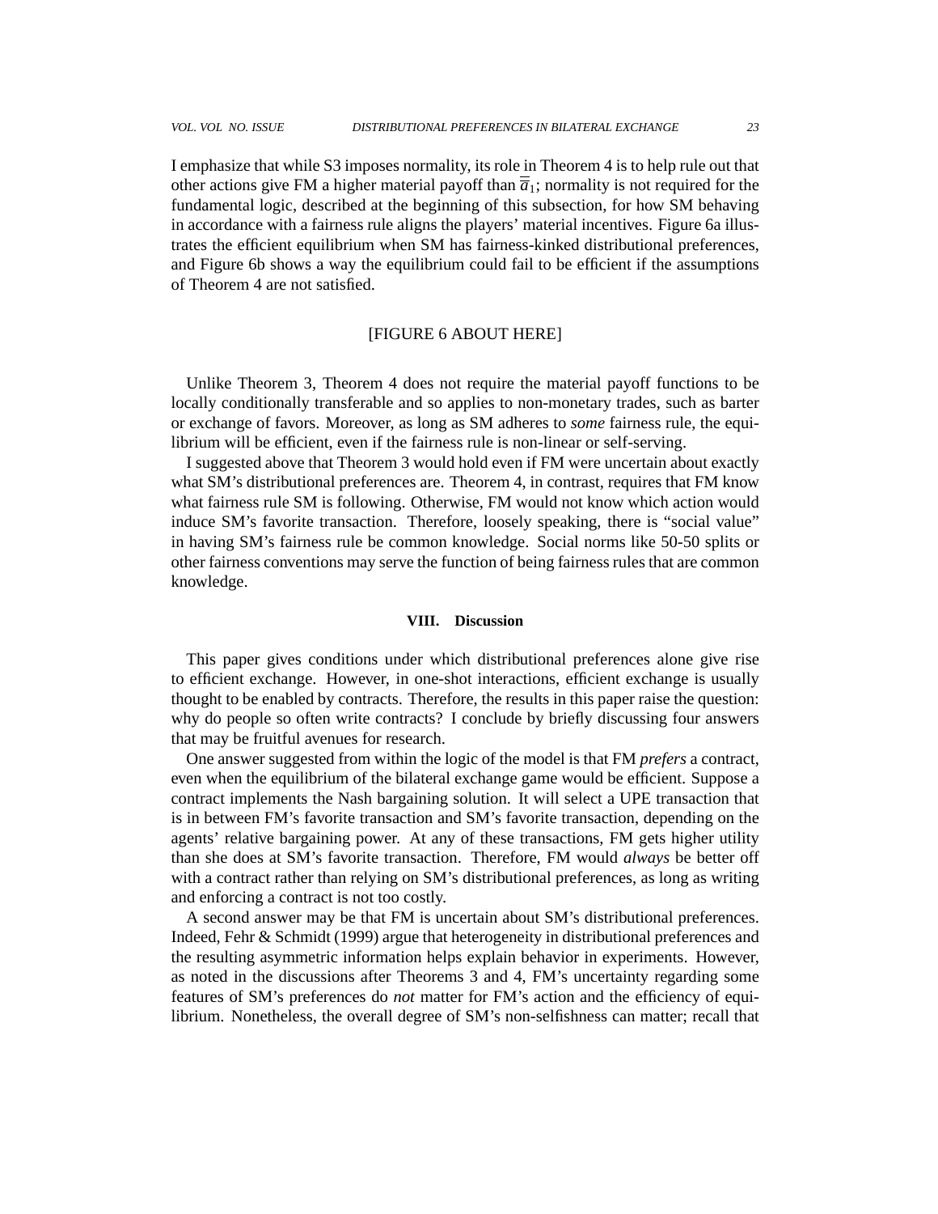I emphasize that while S3 imposes normality, its role in Theorem 4 is to help rule out that other actions give FM a higher material payoff than $\overline{\overline{a}}_1$; normality is not required for the fundamental logic, described at the beginning of this subsection, for how SM behaving in accordance with a fairness rule aligns the players' material incentives. Figure 6a illustrates the efficient equilibrium when SM has fairness-kinked distributional preferences, and Figure 6b shows a way the equilibrium could fail to be efficient if the assumptions of Theorem 4 are not satisfied.

[FIGURE 6 ABOUT HERE]

Unlike Theorem 3, Theorem 4 does not require the material payoff functions to be locally conditionally transferable and so applies to non-monetary trades, such as barter or exchange of favors. Moreover, as long as SM adheres to *some* fairness rule, the equilibrium will be efficient, even if the fairness rule is non-linear or self-serving.

I suggested above that Theorem 3 would hold even if FM were uncertain about exactly what SM's distributional preferences are. Theorem 4, in contrast, requires that FM know what fairness rule SM is following. Otherwise, FM would not know which action would induce SM's favorite transaction. Therefore, loosely speaking, there is "social value" in having SM's fairness rule be common knowledge. Social norms like 50-50 splits or other fairness conventions may serve the function of being fairness rules that are common knowledge.

## VIII. Discussion

This paper gives conditions under which distributional preferences alone give rise to efficient exchange. However, in one-shot interactions, efficient exchange is usually thought to be enabled by contracts. Therefore, the results in this paper raise the question: why do people so often write contracts? I conclude by briefly discussing four answers that may be fruitful avenues for research.

One answer suggested from within the logic of the model is that FM *prefers* a contract, even when the equilibrium of the bilateral exchange game would be efficient. Suppose a contract implements the Nash bargaining solution. It will select a UPE transaction that is in between FM's favorite transaction and SM's favorite transaction, depending on the agents' relative bargaining power. At any of these transactions, FM gets higher utility than she does at SM's favorite transaction. Therefore, FM would *always* be better off with a contract rather than relying on SM's distributional preferences, as long as writing and enforcing a contract is not too costly.

A second answer may be that FM is uncertain about SM's distributional preferences. Indeed, Fehr & Schmidt (1999) argue that heterogeneity in distributional preferences and the resulting asymmetric information helps explain behavior in experiments. However, as noted in the discussions after Theorems 3 and 4, FM's uncertainty regarding some features of SM's preferences do *not* matter for FM's action and the efficiency of equilibrium. Nonetheless, the overall degree of SM's non-selfishness can matter; recall that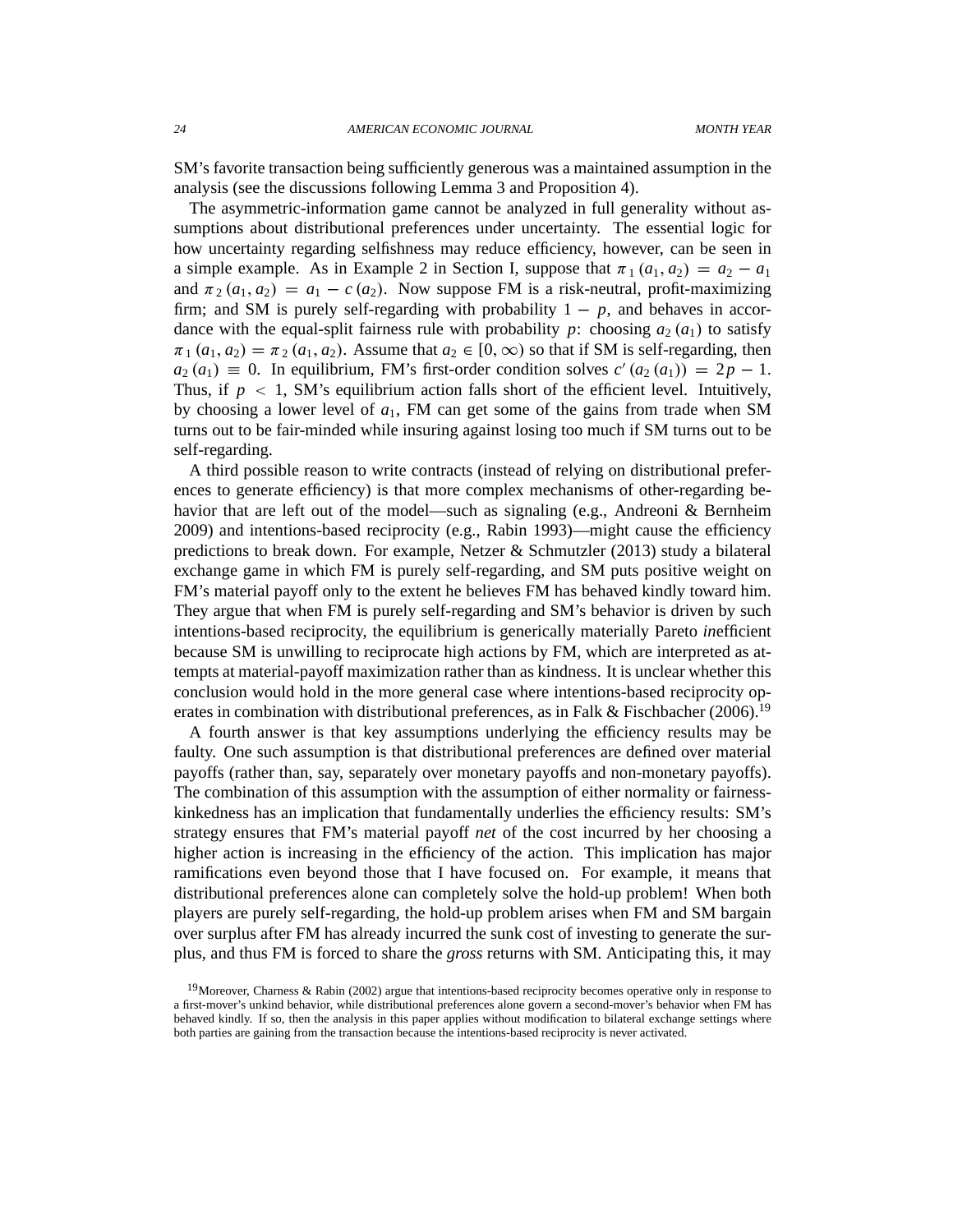SM's favorite transaction being sufficiently generous was a maintained assumption in the analysis (see the discussions following Lemma 3 and Proposition 4).

The asymmetric-information game cannot be analyzed in full generality without assumptions about distributional preferences under uncertainty. The essential logic for how uncertainty regarding selfishness may reduce efficiency, however, can be seen in a simple example. As in Example 2 in Section I, suppose that $\pi_1(a_1, a_2) = a_2 - a_1$ and $\pi_2(a_1, a_2) = a_1 - c(a_2)$. Now suppose FM is a risk-neutral, profit-maximizing firm; and SM is purely self-regarding with probability $1 - p$, and behaves in accordance with the equal-split fairness rule with probability $p$: choosing $a_2(a_1)$ to satisfy $\pi_1(a_1, a_2) = \pi_2(a_1, a_2)$. Assume that $a_2 \in [0, \infty)$ so that if SM is self-regarding, then $a_2(a_1) \equiv 0$. In equilibrium, FM's first-order condition solves $c'(a_2(a_1)) = 2p - 1$. Thus, if $p < 1$, SM's equilibrium action falls short of the efficient level. Intuitively, by choosing a lower level of $a_1$, FM can get some of the gains from trade when SM turns out to be fair-minded while insuring against losing too much if SM turns out to be self-regarding.

A third possible reason to write contracts (instead of relying on distributional preferences to generate efficiency) is that more complex mechanisms of other-regarding behavior that are left out of the model—such as signaling (e.g., Andreoni & Bernheim 2009) and intentions-based reciprocity (e.g., Rabin 1993)—might cause the efficiency predictions to break down. For example, Netzer & Schmutzler (2013) study a bilateral exchange game in which FM is purely self-regarding, and SM puts positive weight on FM's material payoff only to the extent he believes FM has behaved kindly toward him. They argue that when FM is purely self-regarding and SM's behavior is driven by such intentions-based reciprocity, the equilibrium is generically materially Pareto *in*efficient because SM is unwilling to reciprocate high actions by FM, which are interpreted as attempts at material-payoff maximization rather than as kindness. It is unclear whether this conclusion would hold in the more general case where intentions-based reciprocity operates in combination with distributional preferences, as in Falk & Fischbacher (2006).[19]

A fourth answer is that key assumptions underlying the efficiency results may be faulty. One such assumption is that distributional preferences are defined over material payoffs (rather than, say, separately over monetary payoffs and non-monetary payoffs). The combination of this assumption with the assumption of either normality or fairness-kinkedness has an implication that fundamentally underlies the efficiency results: SM's strategy ensures that FM's material payoff *net* of the cost incurred by her choosing a higher action is increasing in the efficiency of the action. This implication has major ramifications even beyond those that I have focused on. For example, it means that distributional preferences alone can completely solve the hold-up problem! When both players are purely self-regarding, the hold-up problem arises when FM and SM bargain over surplus after FM has already incurred the sunk cost of investing to generate the surplus, and thus FM is forced to share the *gross* returns with SM. Anticipating this, it may

[19] Moreover, Charness & Rabin (2002) argue that intentions-based reciprocity becomes operative only in response to a first-mover's unkind behavior, while distributional preferences alone govern a second-mover's behavior when FM has behaved kindly. If so, then the analysis in this paper applies without modification to bilateral exchange settings where both parties are gaining from the transaction because the intentions-based reciprocity is never activated.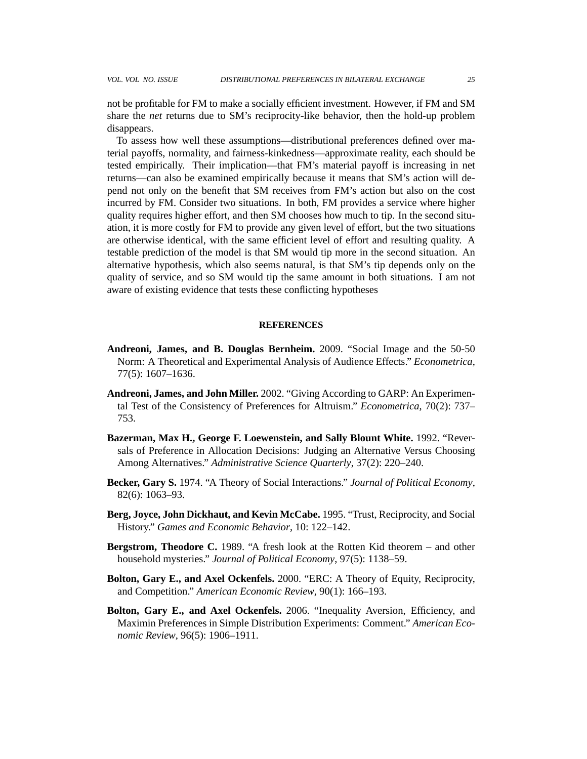not be profitable for FM to make a socially efficient investment. However, if FM and SM share the *net* returns due to SM's reciprocity-like behavior, then the hold-up problem disappears.

To assess how well these assumptions—distributional preferences defined over material payoffs, normality, and fairness-kinkedness—approximate reality, each should be tested empirically. Their implication—that FM's material payoff is increasing in net returns—can also be examined empirically because it means that SM's action will depend not only on the benefit that SM receives from FM's action but also on the cost incurred by FM. Consider two situations. In both, FM provides a service where higher quality requires higher effort, and then SM chooses how much to tip. In the second situation, it is more costly for FM to provide any given level of effort, but the two situations are otherwise identical, with the same efficient level of effort and resulting quality. A testable prediction of the model is that SM would tip more in the second situation. An alternative hypothesis, which also seems natural, is that SM's tip depends only on the quality of service, and so SM would tip the same amount in both situations. I am not aware of existing evidence that tests these conflicting hypotheses

## REFERENCES

**Andreoni, James, and B. Douglas Bernheim.** 2009. "Social Image and the 50-50 Norm: A Theoretical and Experimental Analysis of Audience Effects." *Econometrica*, 77(5): 1607–1636.

**Andreoni, James, and John Miller.** 2002. "Giving According to GARP: An Experimental Test of the Consistency of Preferences for Altruism." *Econometrica*, 70(2): 737–753.

**Bazerman, Max H., George F. Loewenstein, and Sally Blount White.** 1992. "Reversals of Preference in Allocation Decisions: Judging an Alternative Versus Choosing Among Alternatives." *Administrative Science Quarterly*, 37(2): 220–240.

**Becker, Gary S.** 1974. "A Theory of Social Interactions." *Journal of Political Economy*, 82(6): 1063–93.

**Berg, Joyce, John Dickhaut, and Kevin McCabe.** 1995. "Trust, Reciprocity, and Social History." *Games and Economic Behavior*, 10: 122–142.

**Bergstrom, Theodore C.** 1989. "A fresh look at the Rotten Kid theorem – and other household mysteries." *Journal of Political Economy*, 97(5): 1138–59.

**Bolton, Gary E., and Axel Ockenfels.** 2000. "ERC: A Theory of Equity, Reciprocity, and Competition." *American Economic Review*, 90(1): 166–193.

**Bolton, Gary E., and Axel Ockenfels.** 2006. "Inequality Aversion, Efficiency, and Maximin Preferences in Simple Distribution Experiments: Comment." *American Economic Review*, 96(5): 1906–1911.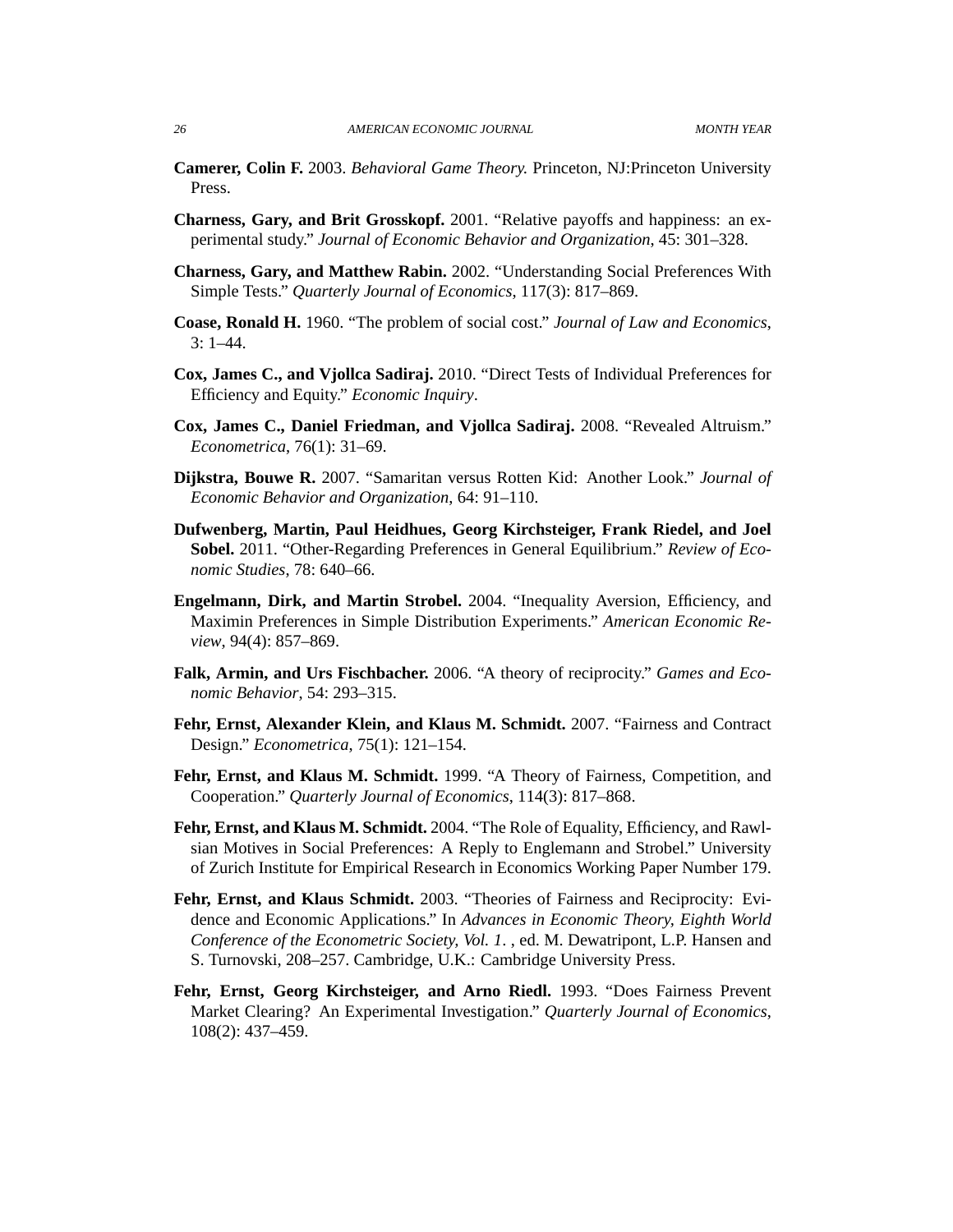**Camerer, Colin F.** 2003. *Behavioral Game Theory.* Princeton, NJ:Princeton University Press.

**Charness, Gary, and Brit Grosskopf.** 2001. "Relative payoffs and happiness: an experimental study." *Journal of Economic Behavior and Organization*, 45: 301–328.

**Charness, Gary, and Matthew Rabin.** 2002. "Understanding Social Preferences With Simple Tests." *Quarterly Journal of Economics*, 117(3): 817–869.

**Coase, Ronald H.** 1960. "The problem of social cost." *Journal of Law and Economics*, 3: 1–44.

**Cox, James C., and Vjollca Sadiraj.** 2010. "Direct Tests of Individual Preferences for Efficiency and Equity." *Economic Inquiry*.

**Cox, James C., Daniel Friedman, and Vjollca Sadiraj.** 2008. "Revealed Altruism." *Econometrica*, 76(1): 31–69.

**Dijkstra, Bouwe R.** 2007. "Samaritan versus Rotten Kid: Another Look." *Journal of Economic Behavior and Organization*, 64: 91–110.

**Dufwenberg, Martin, Paul Heidhues, Georg Kirchsteiger, Frank Riedel, and Joel Sobel.** 2011. "Other-Regarding Preferences in General Equilibrium." *Review of Economic Studies*, 78: 640–66.

**Engelmann, Dirk, and Martin Strobel.** 2004. "Inequality Aversion, Efficiency, and Maximin Preferences in Simple Distribution Experiments." *American Economic Review*, 94(4): 857–869.

**Falk, Armin, and Urs Fischbacher.** 2006. "A theory of reciprocity." *Games and Economic Behavior*, 54: 293–315.

**Fehr, Ernst, Alexander Klein, and Klaus M. Schmidt.** 2007. "Fairness and Contract Design." *Econometrica*, 75(1): 121–154.

**Fehr, Ernst, and Klaus M. Schmidt.** 1999. "A Theory of Fairness, Competition, and Cooperation." *Quarterly Journal of Economics*, 114(3): 817–868.

**Fehr, Ernst, and Klaus M. Schmidt.** 2004. "The Role of Equality, Efficiency, and Rawlsian Motives in Social Preferences: A Reply to Englemann and Strobel." University of Zurich Institute for Empirical Research in Economics Working Paper Number 179.

**Fehr, Ernst, and Klaus Schmidt.** 2003. "Theories of Fairness and Reciprocity: Evidence and Economic Applications." In *Advances in Economic Theory, Eighth World Conference of the Econometric Society, Vol. 1.* , ed. M. Dewatripont, L.P. Hansen and S. Turnovski, 208–257. Cambridge, U.K.: Cambridge University Press.

**Fehr, Ernst, Georg Kirchsteiger, and Arno Riedl.** 1993. "Does Fairness Prevent Market Clearing? An Experimental Investigation." *Quarterly Journal of Economics*, 108(2): 437–459.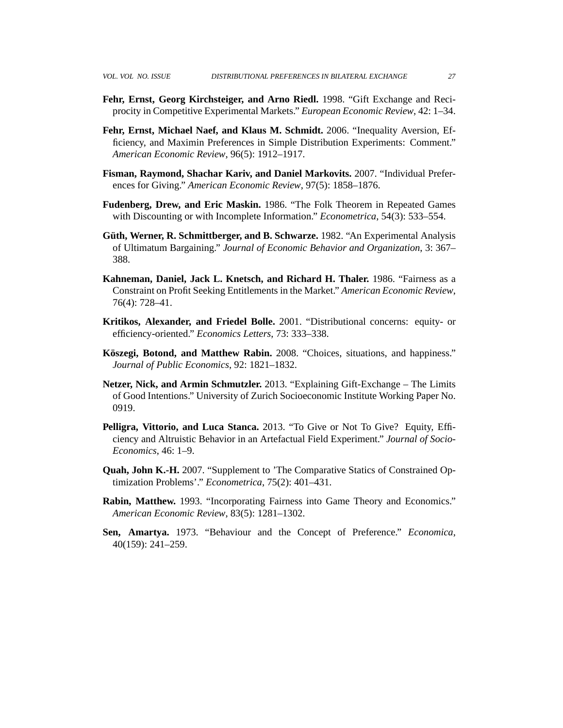**Fehr, Ernst, Georg Kirchsteiger, and Arno Riedl.** 1998. "Gift Exchange and Reciprocity in Competitive Experimental Markets." *European Economic Review*, 42: 1–34.

**Fehr, Ernst, Michael Naef, and Klaus M. Schmidt.** 2006. "Inequality Aversion, Efficiency, and Maximin Preferences in Simple Distribution Experiments: Comment." *American Economic Review*, 96(5): 1912–1917.

**Fisman, Raymond, Shachar Kariv, and Daniel Markovits.** 2007. "Individual Preferences for Giving." *American Economic Review*, 97(5): 1858–1876.

**Fudenberg, Drew, and Eric Maskin.** 1986. "The Folk Theorem in Repeated Games with Discounting or with Incomplete Information." *Econometrica*, 54(3): 533–554.

**Güth, Werner, R. Schmittberger, and B. Schwarze.** 1982. "An Experimental Analysis of Ultimatum Bargaining." *Journal of Economic Behavior and Organization*, 3: 367–388.

**Kahneman, Daniel, Jack L. Knetsch, and Richard H. Thaler.** 1986. "Fairness as a Constraint on Profit Seeking Entitlements in the Market." *American Economic Review*, 76(4): 728–41.

**Kritikos, Alexander, and Friedel Bolle.** 2001. "Distributional concerns: equity- or efficiency-oriented." *Economics Letters*, 73: 333–338.

**Köszegi, Botond, and Matthew Rabin.** 2008. "Choices, situations, and happiness." *Journal of Public Economics*, 92: 1821–1832.

**Netzer, Nick, and Armin Schmutzler.** 2013. "Explaining Gift-Exchange – The Limits of Good Intentions." University of Zurich Socioeconomic Institute Working Paper No. 0919.

**Pelligra, Vittorio, and Luca Stanca.** 2013. "To Give or Not To Give? Equity, Efficiency and Altruistic Behavior in an Artefactual Field Experiment." *Journal of Socio-Economics*, 46: 1–9.

**Quah, John K.-H.** 2007. "Supplement to 'The Comparative Statics of Constrained Optimization Problems'." *Econometrica*, 75(2): 401–431.

**Rabin, Matthew.** 1993. "Incorporating Fairness into Game Theory and Economics." *American Economic Review*, 83(5): 1281–1302.

**Sen, Amartya.** 1973. "Behaviour and the Concept of Preference." *Economica*, 40(159): 241–259.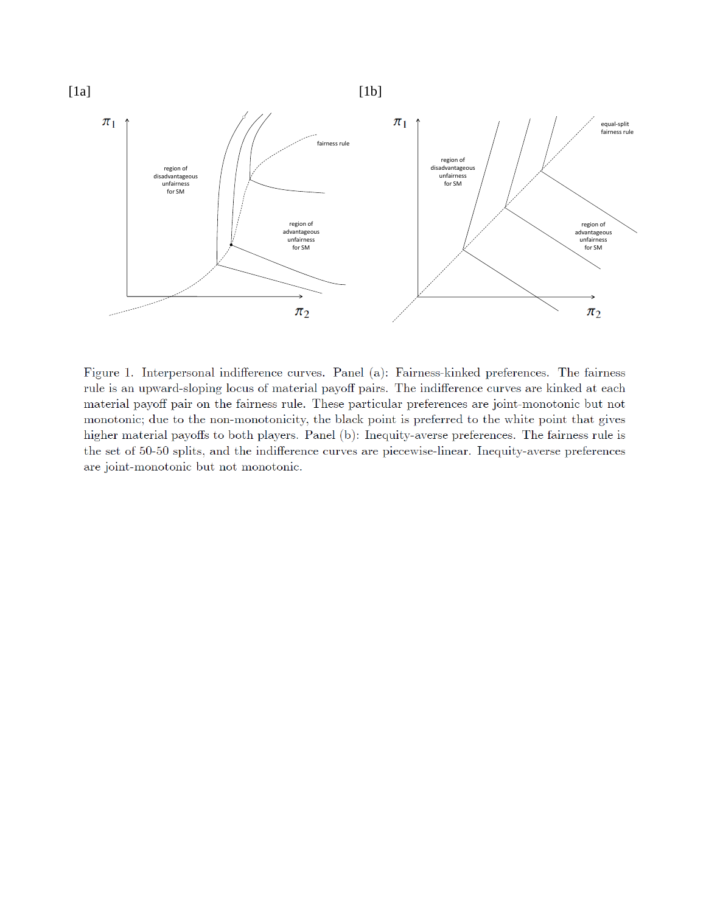Figure 1. Interpersonal indifference curves. Panel (a): Fairness-kinked preferences. The fairness rule is an upward-sloping locus of material payoff pairs. The indifference curves are kinked at each material payoff pair on the fairness rule. These particular preferences are joint-monotonic but not monotonic; due to the non-monotonicity, the black point is preferred to the white point that gives higher material payoffs to both players. Panel (b): Inequity-averse preferences. The fairness rule is the set of 50-50 splits, and the indifference curves are piecewise-linear. Inequity-averse preferences are joint-monotonic but not monotonic.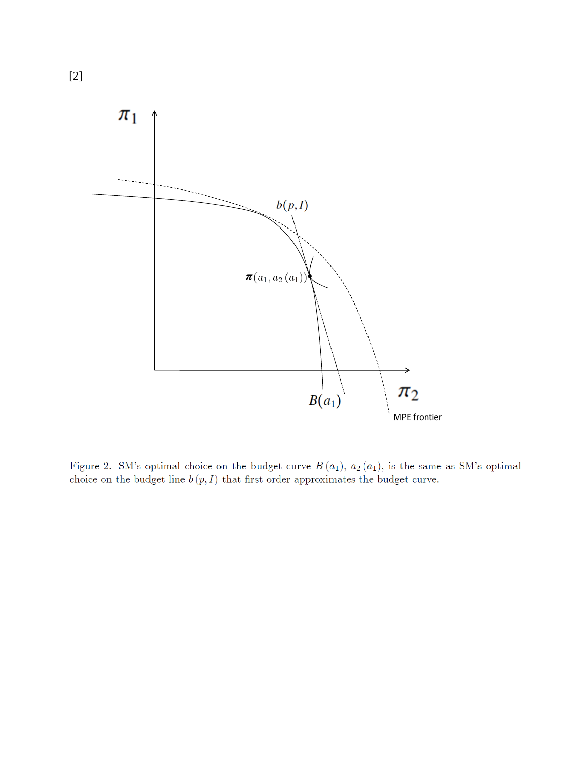[2]

Figure 2. SM's optimal choice on the budget curve $B(a_1)$, $a_2(a_1)$, is the same as SM's optimal choice on the budget line $b(p, I)$ that first-order approximates the budget curve.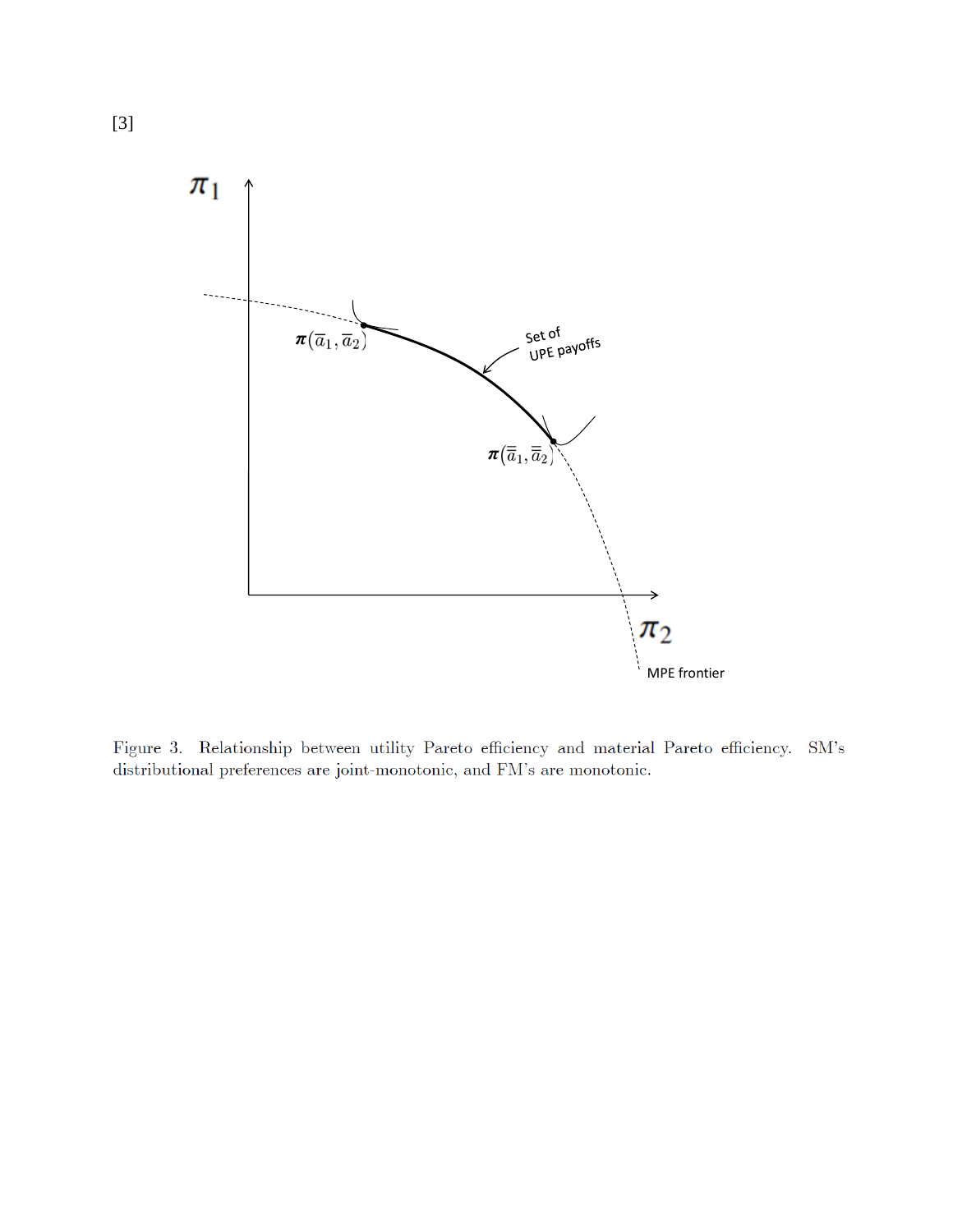[3]

Figure 3. Relationship between utility Pareto efficiency and material Pareto efficiency. SM's distributional preferences are joint-monotonic, and FM's are monotonic.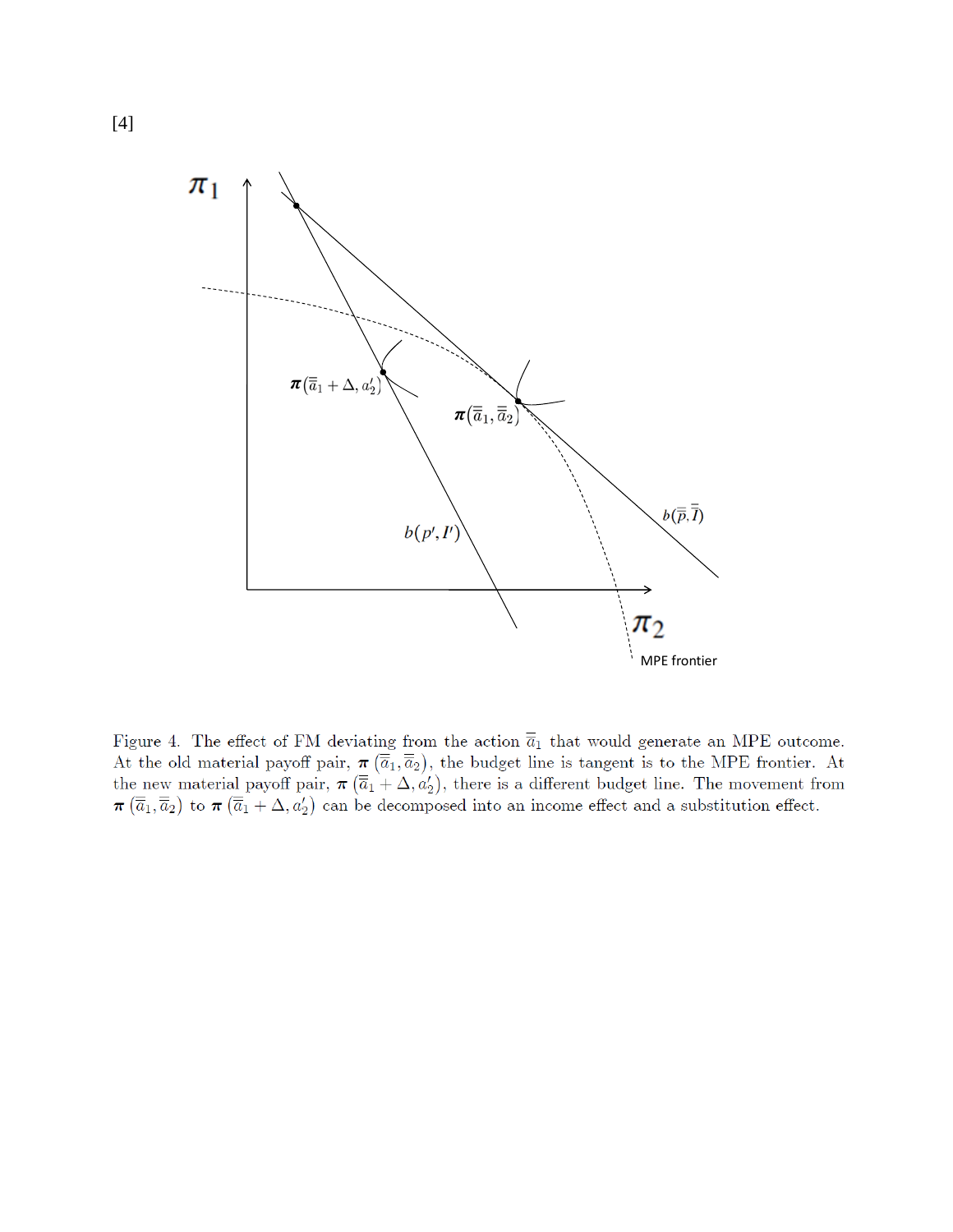[4]

Figure 4. The effect of FM deviating from the action $\overline{a}_1$ that would generate an MPE outcome. At the old material payoff pair, $\boldsymbol{\pi}(\overline{a}_1, \overline{a}_2)$, the budget line is tangent is to the MPE frontier. At the new material payoff pair, $\boldsymbol{\pi}(\overline{a}_1 + \Delta, a_2')$, there is a different budget line. The movement from $\boldsymbol{\pi}(\overline{a}_1, \overline{a}_2)$ to $\boldsymbol{\pi}(\overline{a}_1 + \Delta, a_2')$ can be decomposed into an income effect and a substitution effect.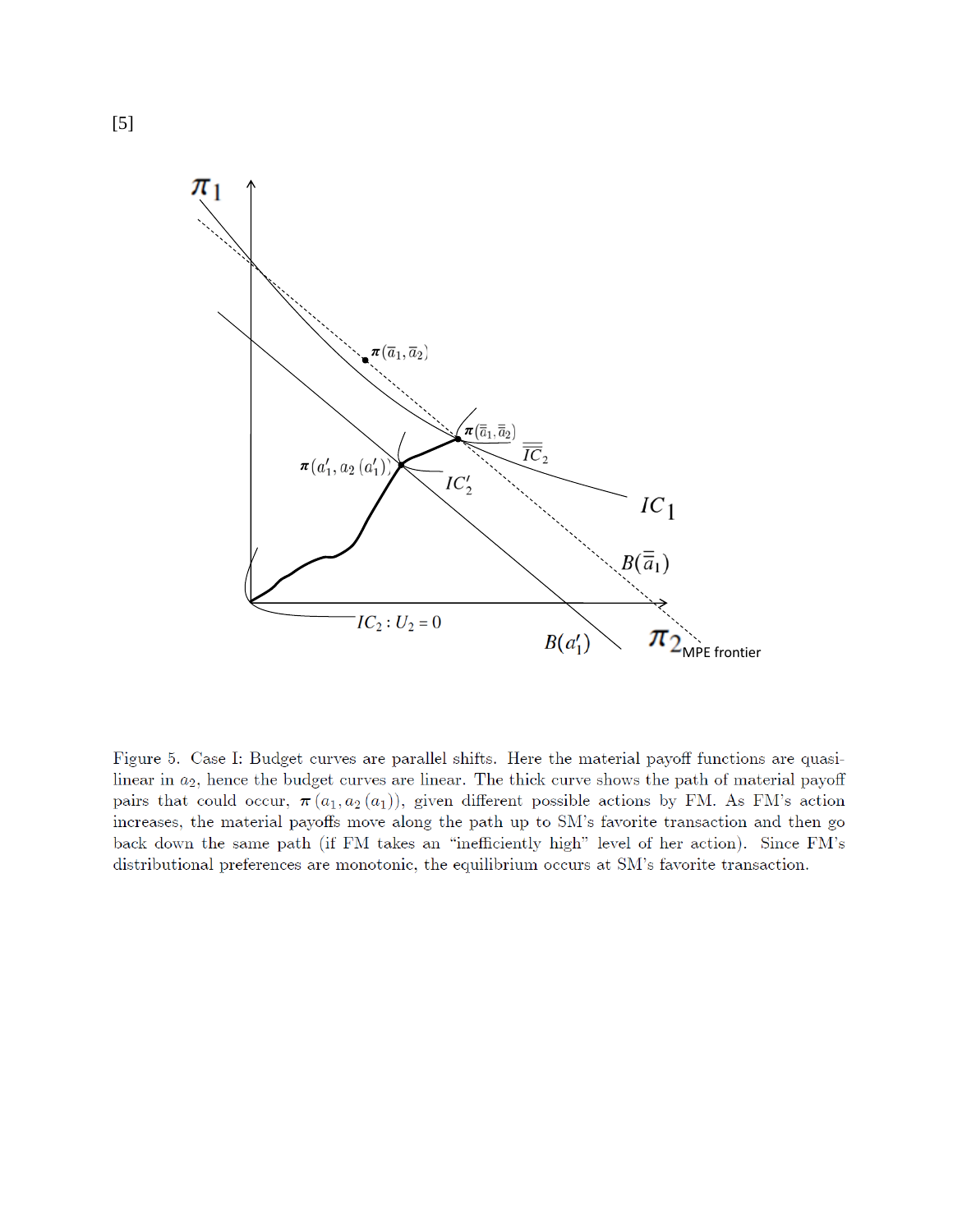[5]

Figure 5. Case I: Budget curves are parallel shifts. Here the material payoff functions are quasi-linear in $a_2$, hence the budget curves are linear. The thick curve shows the path of material payoff pairs that could occur, $\boldsymbol{\pi}(a_1, a_2(a_1))$, given different possible actions by FM. As FM's action increases, the material payoffs move along the path up to SM's favorite transaction and then go back down the same path (if FM takes an "inefficiently high" level of her action). Since FM's distributional preferences are monotonic, the equilibrium occurs at SM's favorite transaction.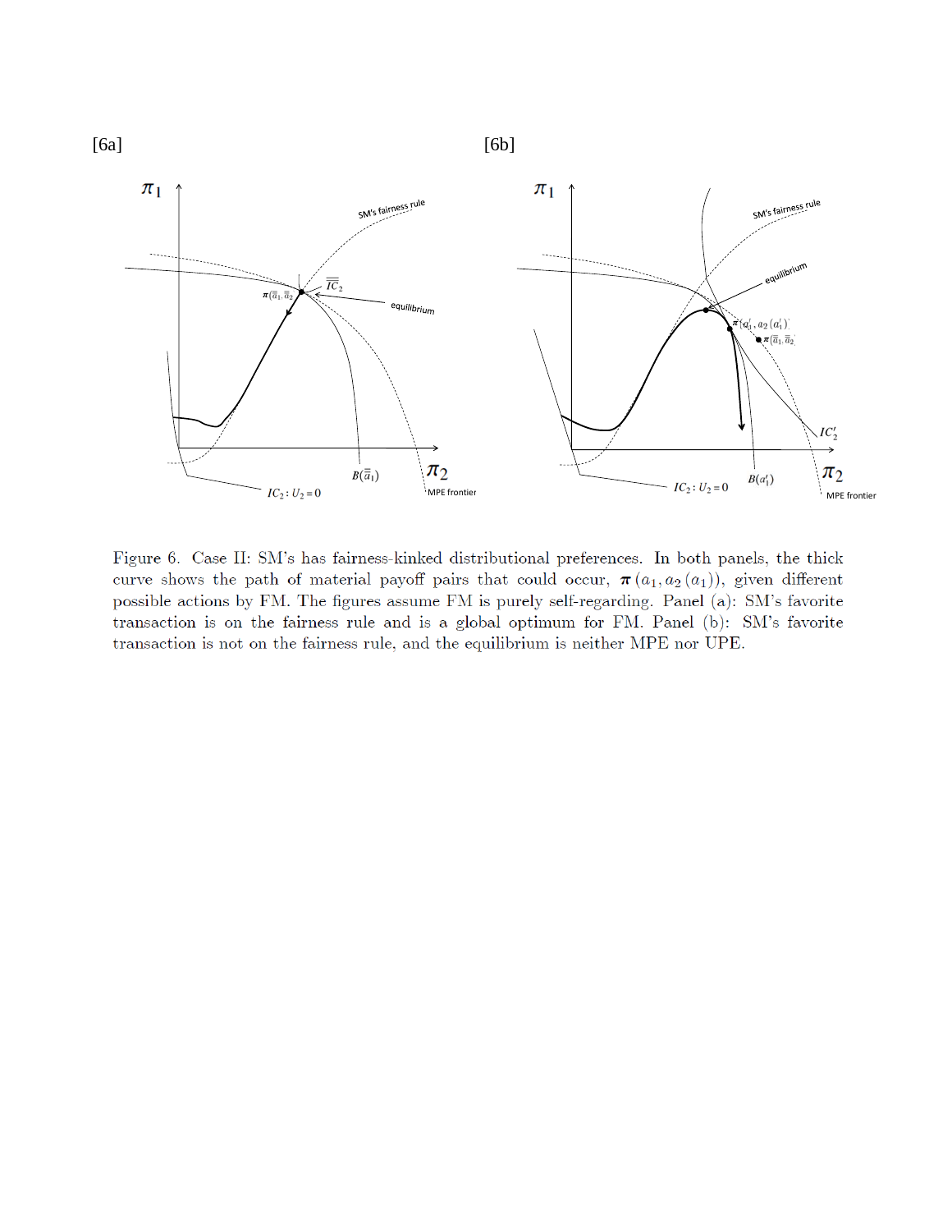[6a]

$\pi_1$

SM's fairness rule

$\pi(\bar{\bar{a}}_1, \bar{\bar{a}}_2)$

$\overline{\overline{IC}}_2$

equilibrium

$B(\bar{\bar{a}}_1)$

$\pi_2$

MPE frontier

$IC_2 : U_2 = 0$

[6b]

$\pi_1$

SM's fairness rule

equilibrium

$\pi(a_1', a_2(a_1'))$

$\pi(\bar{\bar{a}}_1, \bar{\bar{a}}_2)$

$IC_2'$

$B(a_1')$

$\pi_2$

MPE frontier

$IC_2 : U_2 = 0$

Figure 6. Case II: SM's has fairness-kinked distributional preferences. In both panels, the thick curve shows the path of material payoff pairs that could occur, $\boldsymbol{\pi}(a_1, a_2(a_1))$, given different possible actions by FM. The figures assume FM is purely self-regarding. Panel (a): SM's favorite transaction is on the fairness rule and is a global optimum for FM. Panel (b): SM's favorite transaction is not on the fairness rule, and the equilibrium is neither MPE nor UPE.